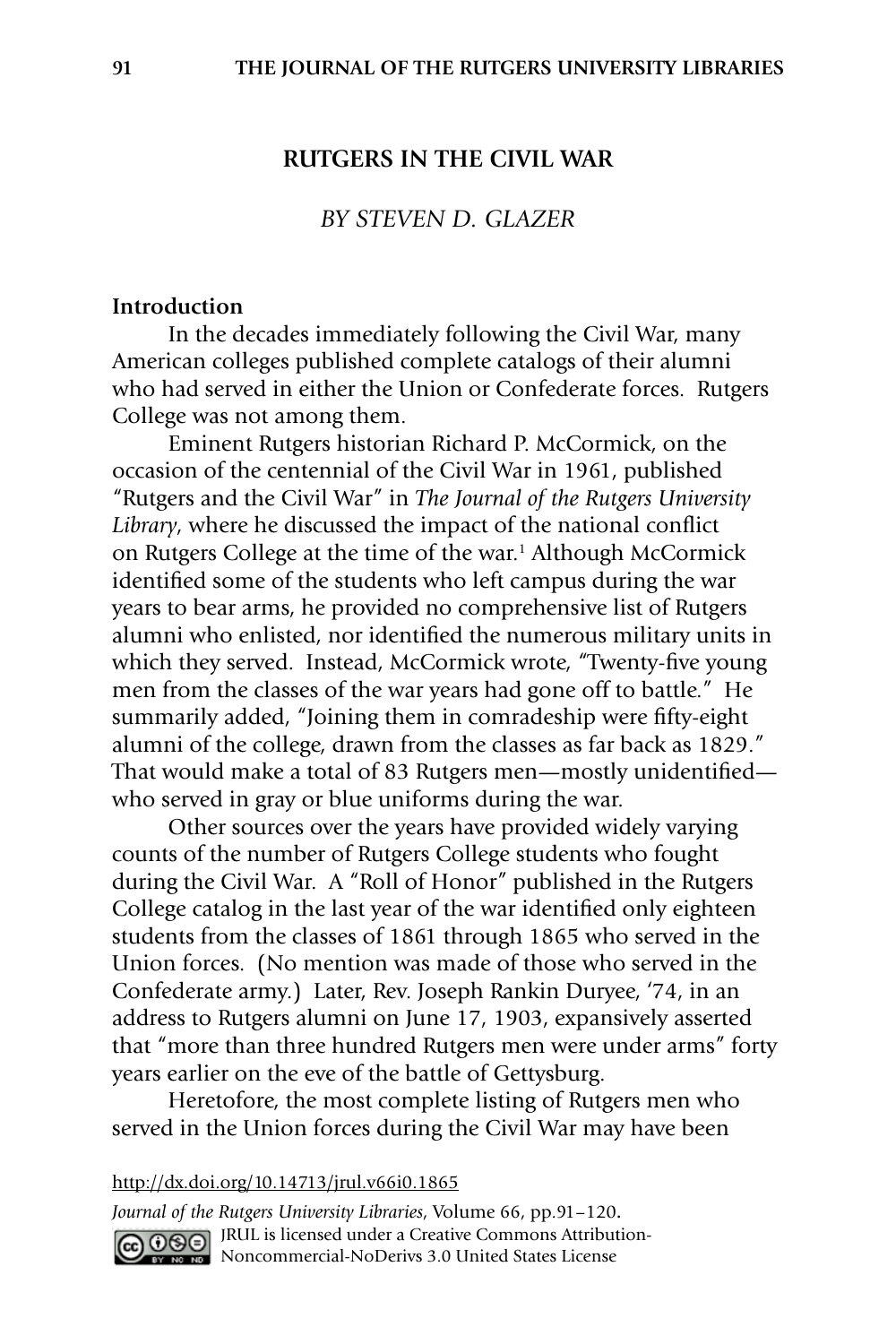# RUTGERS IN THE CIVIL WAR

*BY STEVEN D. GLAZER*

**Introduction**

In the decades immediately following the Civil War, many American colleges published complete catalogs of their alumni who had served in either the Union or Confederate forces. Rutgers College was not among them.

Eminent Rutgers historian Richard P. McCormick, on the occasion of the centennial of the Civil War in 1961, published "Rutgers and the Civil War" in *The Journal of the Rutgers University Library*, where he discussed the impact of the national conflict on Rutgers College at the time of the war.[1] Although McCormick identified some of the students who left campus during the war years to bear arms, he provided no comprehensive list of Rutgers alumni who enlisted, nor identified the numerous military units in which they served. Instead, McCormick wrote, "Twenty-five young men from the classes of the war years had gone off to battle." He summarily added, "Joining them in comradeship were fifty-eight alumni of the college, drawn from the classes as far back as 1829." That would make a total of 83 Rutgers men—mostly unidentified—who served in gray or blue uniforms during the war.

Other sources over the years have provided widely varying counts of the number of Rutgers College students who fought during the Civil War. A "Roll of Honor" published in the Rutgers College catalog in the last year of the war identified only eighteen students from the classes of 1861 through 1865 who served in the Union forces. (No mention was made of those who served in the Confederate army.) Later, Rev. Joseph Rankin Duryee, '74, in an address to Rutgers alumni on June 17, 1903, expansively asserted that "more than three hundred Rutgers men were under arms" forty years earlier on the eve of the battle of Gettysburg.

Heretofore, the most complete listing of Rutgers men who served in the Union forces during the Civil War may have been

http://dx.doi.org/10.14713/jrul.v66i0.1865

*Journal of the Rutgers University Libraries*, Volume 66, pp.91–120.

JRUL is licensed under a Creative Commons Attribution-Noncommercial-NoDerivs 3.0 United States License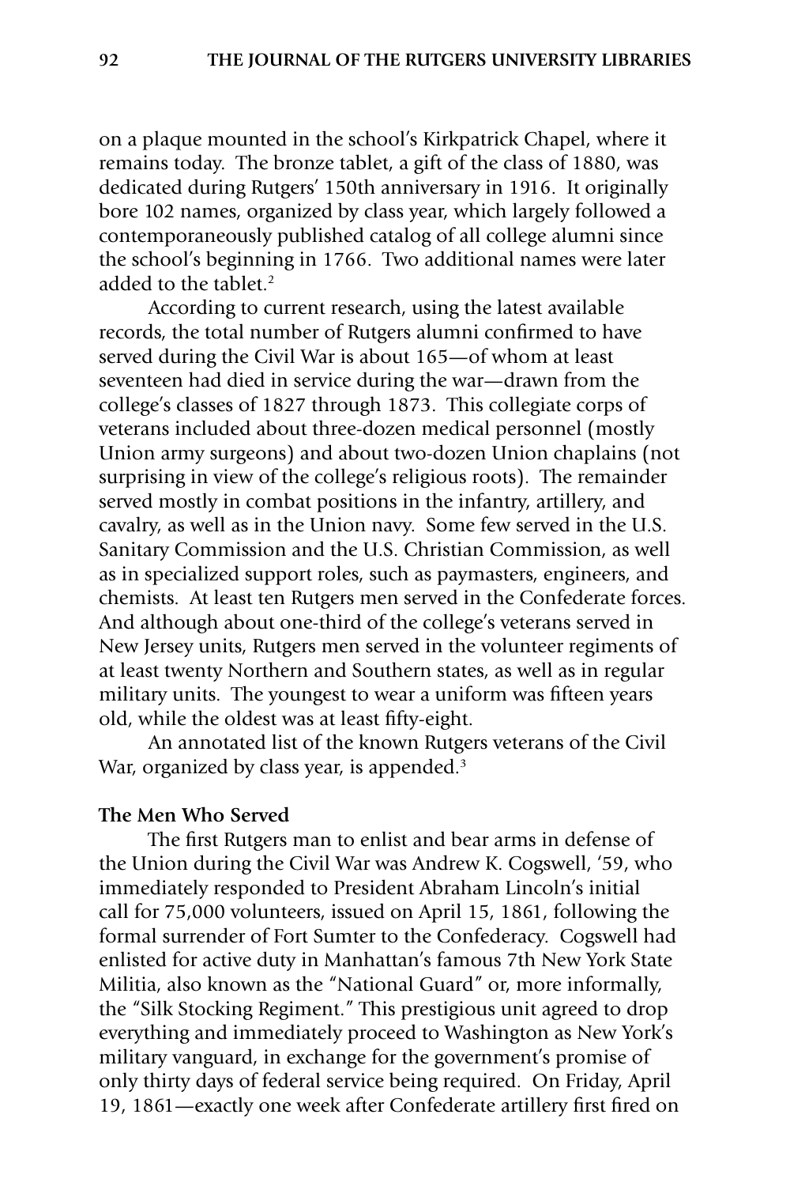on a plaque mounted in the school's Kirkpatrick Chapel, where it remains today. The bronze tablet, a gift of the class of 1880, was dedicated during Rutgers' 150th anniversary in 1916. It originally bore 102 names, organized by class year, which largely followed a contemporaneously published catalog of all college alumni since the school's beginning in 1766. Two additional names were later added to the tablet.[2]

According to current research, using the latest available records, the total number of Rutgers alumni confirmed to have served during the Civil War is about 165—of whom at least seventeen had died in service during the war—drawn from the college's classes of 1827 through 1873. This collegiate corps of veterans included about three-dozen medical personnel (mostly Union army surgeons) and about two-dozen Union chaplains (not surprising in view of the college's religious roots). The remainder served mostly in combat positions in the infantry, artillery, and cavalry, as well as in the Union navy. Some few served in the U.S. Sanitary Commission and the U.S. Christian Commission, as well as in specialized support roles, such as paymasters, engineers, and chemists. At least ten Rutgers men served in the Confederate forces. And although about one-third of the college's veterans served in New Jersey units, Rutgers men served in the volunteer regiments of at least twenty Northern and Southern states, as well as in regular military units. The youngest to wear a uniform was fifteen years old, while the oldest was at least fifty-eight.

An annotated list of the known Rutgers veterans of the Civil War, organized by class year, is appended.[3]

**The Men Who Served**

The first Rutgers man to enlist and bear arms in defense of the Union during the Civil War was Andrew K. Cogswell, '59, who immediately responded to President Abraham Lincoln's initial call for 75,000 volunteers, issued on April 15, 1861, following the formal surrender of Fort Sumter to the Confederacy. Cogswell had enlisted for active duty in Manhattan's famous 7th New York State Militia, also known as the "National Guard" or, more informally, the "Silk Stocking Regiment." This prestigious unit agreed to drop everything and immediately proceed to Washington as New York's military vanguard, in exchange for the government's promise of only thirty days of federal service being required. On Friday, April 19, 1861—exactly one week after Confederate artillery first fired on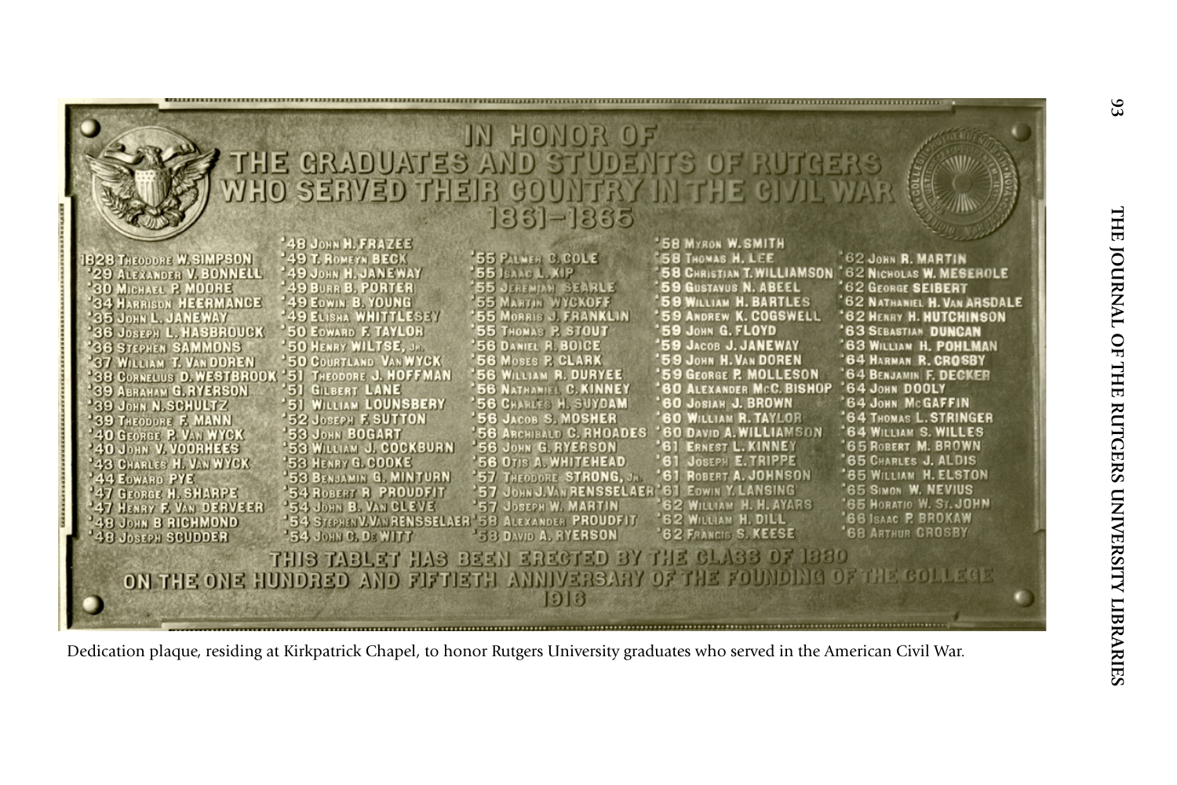# IN HONOR OF THE GRADUATES AND STUDENTS OF RUTGERS WHO SERVED THEIR COUNTRY IN THE CIVIL WAR 1861–1865

1828 Theodore W. Simpson
'29 Alexander V. Bonnell
'30 Michael P. Moore
'34 Harrison Heermance
'35 John L. Janeway
'36 Joseph L. Hasbrouck
'36 Stephen Sammons
'37 William T. Van Doren
'38 Cornelius D. Westbrook
'39 Abraham G. Ryerson
'39 John N. Schultz
'39 Theodore F. Mann
'40 George P. Van Wyck
'40 John V. Voorhees
'43 Charles H. Van Wyck
'44 Edward Pye
'47 George H. Sharpe
'47 Henry F. Van Derveer
'48 John B. Richmond
'48 Joseph Scudder
'48 John H. Frazee
'49 T. Romeyn Beck
'49 John H. Janeway
'49 Burr B. Porter
'49 Edwin B. Young
'49 Elisha Whittlesey
'50 Edward F. Taylor
'50 Henry Wiltse, Jr.
'50 Courtland Van Wyck
'51 Theodore J. Hoffman
'51 Gilbert Lane
'51 William Lounsbery
'52 Joseph F. Sutton
'53 John Bogart
'53 William J. Cockburn
'53 Henry G. Cooke
'53 Benjamin G. Minturn
'54 Robert R. Proudfit
'54 John B. Van Cleve
'54 Stephen V. Van Rensselaer
'54 John C. De Witt
'55 Palmer C. Cole
'55 Isaac L. Kip
'55 Jeremiah Searle
'55 Martin Wyckoff
'55 Morris J. Franklin
'55 Thomas P. Stout
'56 Daniel R. Boice
'56 Moses P. Clark
'56 William R. Duryee
'56 Nathaniel C. Kinney
'56 Charles H. Suydam
'56 Jacob S. Mosher
'56 Archibald C. Rhoades
'56 John G. Ryerson
'56 Otis A. Whitehead
'57 Theodore Strong, Jr.
'57 John J. Van Rensselaer
'57 Joseph W. Martin
'58 Alexander Proudfit
'58 David A. Ryerson
'58 Myron W. Smith
'58 Thomas H. Lee
'58 Christian T. Williamson
'59 Gustavus N. Abeel
'59 William H. Bartles
'59 Andrew K. Cogswell
'59 John G. Floyd
'59 Jacob J. Janeway
'59 John H. Van Doren
'59 George P. Molleson
'60 Alexander McC. Bishop
'60 Josiah J. Brown
'60 William R. Taylor
'60 David A. Williamson
'61 Ernest L. Kinney
'61 Joseph E. Trippe
'61 Robert A. Johnson
'61 Edwin Y. Lansing
'62 William H. H. Ayars
'62 William H. Dill
'62 Francis S. Keese
'62 John R. Martin
'62 Nicholas W. Meserole
'62 George Seibert
'62 Nathaniel H. Van Arsdale
'62 Henry H. Hutchinson
'63 Sebastian Duncan
'63 William H. Pohlman
'64 Harman R. Crosby
'64 Benjamin F. Decker
'64 John Dooly
'64 John McGaffin
'64 Thomas L. Stringer
'64 William S. Willes
'65 Robert M. Brown
'65 Charles J. Aldis
'65 William H. Elston
'65 Simon W. Nevius
'65 Horatio W. St. John
'66 Isaac P. Brokaw
'68 Arthur Crosby

THIS TABLET HAS BEEN ERECTED BY THE CLASS OF 1880 ON THE ONE HUNDRED AND FIFTIETH ANNIVERSARY OF THE FOUNDING OF THE COLLEGE 1916

Dedication plaque, residing at Kirkpatrick Chapel, to honor Rutgers University graduates who served in the American Civil War.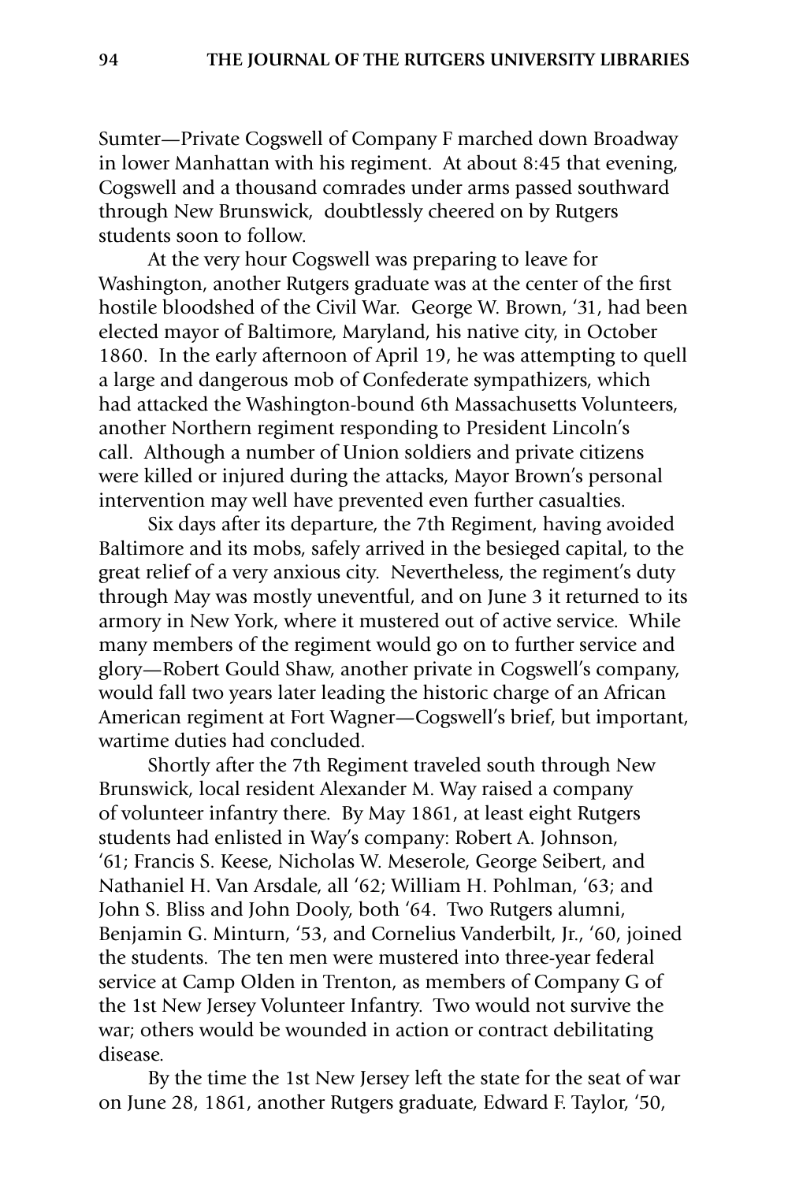Sumter—Private Cogswell of Company F marched down Broadway in lower Manhattan with his regiment. At about 8:45 that evening, Cogswell and a thousand comrades under arms passed southward through New Brunswick, doubtlessly cheered on by Rutgers students soon to follow.

At the very hour Cogswell was preparing to leave for Washington, another Rutgers graduate was at the center of the first hostile bloodshed of the Civil War. George W. Brown, '31, had been elected mayor of Baltimore, Maryland, his native city, in October 1860. In the early afternoon of April 19, he was attempting to quell a large and dangerous mob of Confederate sympathizers, which had attacked the Washington-bound 6th Massachusetts Volunteers, another Northern regiment responding to President Lincoln's call. Although a number of Union soldiers and private citizens were killed or injured during the attacks, Mayor Brown's personal intervention may well have prevented even further casualties.

Six days after its departure, the 7th Regiment, having avoided Baltimore and its mobs, safely arrived in the besieged capital, to the great relief of a very anxious city. Nevertheless, the regiment's duty through May was mostly uneventful, and on June 3 it returned to its armory in New York, where it mustered out of active service. While many members of the regiment would go on to further service and glory—Robert Gould Shaw, another private in Cogswell's company, would fall two years later leading the historic charge of an African American regiment at Fort Wagner—Cogswell's brief, but important, wartime duties had concluded.

Shortly after the 7th Regiment traveled south through New Brunswick, local resident Alexander M. Way raised a company of volunteer infantry there. By May 1861, at least eight Rutgers students had enlisted in Way's company: Robert A. Johnson, '61; Francis S. Keese, Nicholas W. Meserole, George Seibert, and Nathaniel H. Van Arsdale, all '62; William H. Pohlman, '63; and John S. Bliss and John Dooly, both '64. Two Rutgers alumni, Benjamin G. Minturn, '53, and Cornelius Vanderbilt, Jr., '60, joined the students. The ten men were mustered into three-year federal service at Camp Olden in Trenton, as members of Company G of the 1st New Jersey Volunteer Infantry. Two would not survive the war; others would be wounded in action or contract debilitating disease.

By the time the 1st New Jersey left the state for the seat of war on June 28, 1861, another Rutgers graduate, Edward F. Taylor, '50,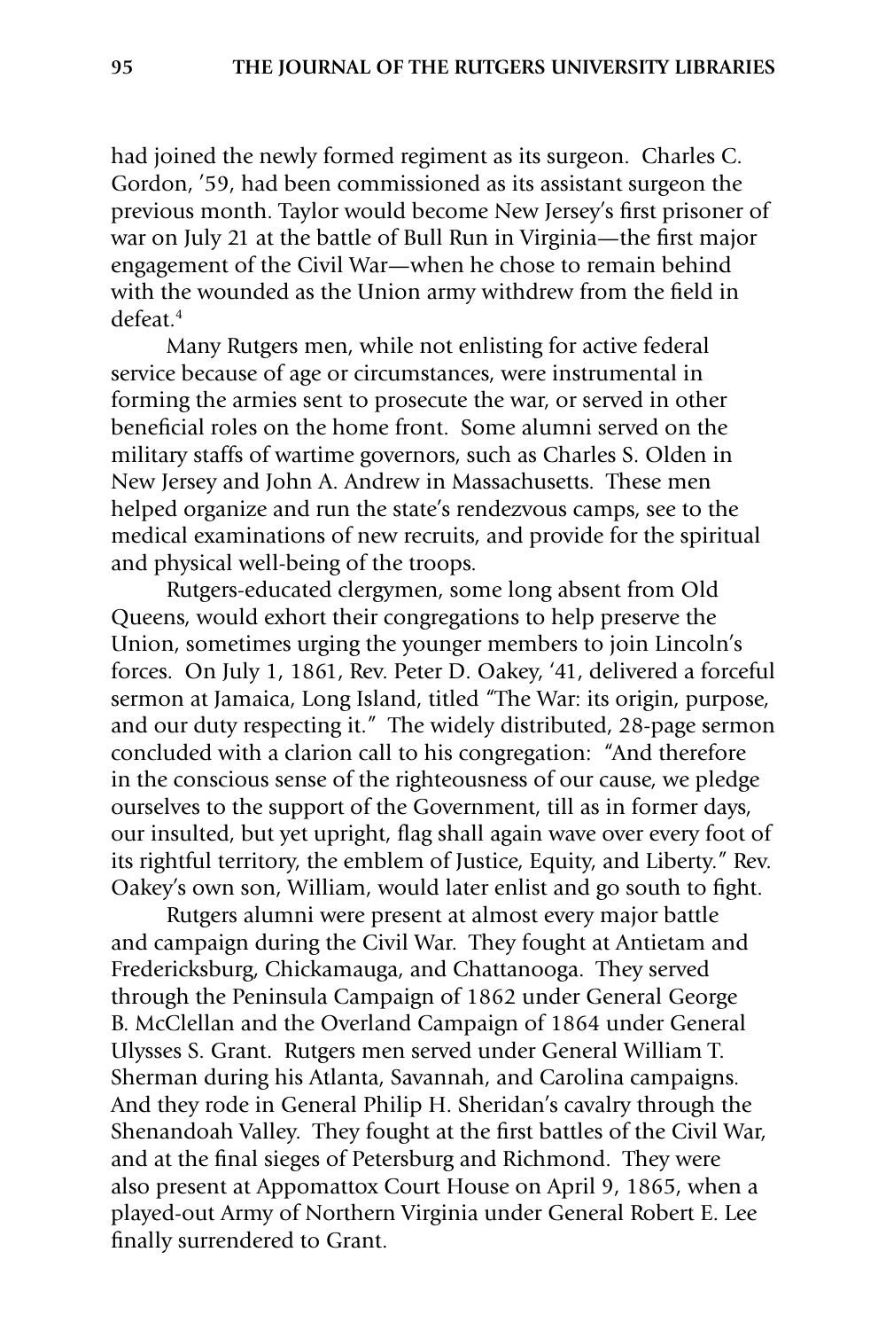had joined the newly formed regiment as its surgeon. Charles C. Gordon, '59, had been commissioned as its assistant surgeon the previous month. Taylor would become New Jersey's first prisoner of war on July 21 at the battle of Bull Run in Virginia—the first major engagement of the Civil War—when he chose to remain behind with the wounded as the Union army withdrew from the field in defeat.[4]

Many Rutgers men, while not enlisting for active federal service because of age or circumstances, were instrumental in forming the armies sent to prosecute the war, or served in other beneficial roles on the home front. Some alumni served on the military staffs of wartime governors, such as Charles S. Olden in New Jersey and John A. Andrew in Massachusetts. These men helped organize and run the state's rendezvous camps, see to the medical examinations of new recruits, and provide for the spiritual and physical well-being of the troops.

Rutgers-educated clergymen, some long absent from Old Queens, would exhort their congregations to help preserve the Union, sometimes urging the younger members to join Lincoln's forces. On July 1, 1861, Rev. Peter D. Oakey, '41, delivered a forceful sermon at Jamaica, Long Island, titled "The War: its origin, purpose, and our duty respecting it." The widely distributed, 28-page sermon concluded with a clarion call to his congregation: "And therefore in the conscious sense of the righteousness of our cause, we pledge ourselves to the support of the Government, till as in former days, our insulted, but yet upright, flag shall again wave over every foot of its rightful territory, the emblem of Justice, Equity, and Liberty." Rev. Oakey's own son, William, would later enlist and go south to fight.

Rutgers alumni were present at almost every major battle and campaign during the Civil War. They fought at Antietam and Fredericksburg, Chickamauga, and Chattanooga. They served through the Peninsula Campaign of 1862 under General George B. McClellan and the Overland Campaign of 1864 under General Ulysses S. Grant. Rutgers men served under General William T. Sherman during his Atlanta, Savannah, and Carolina campaigns. And they rode in General Philip H. Sheridan's cavalry through the Shenandoah Valley. They fought at the first battles of the Civil War, and at the final sieges of Petersburg and Richmond. They were also present at Appomattox Court House on April 9, 1865, when a played-out Army of Northern Virginia under General Robert E. Lee finally surrendered to Grant.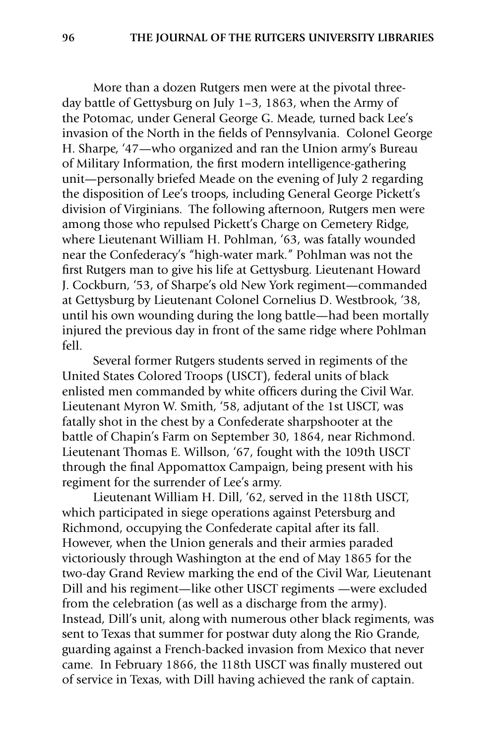More than a dozen Rutgers men were at the pivotal three-day battle of Gettysburg on July 1–3, 1863, when the Army of the Potomac, under General George G. Meade, turned back Lee's invasion of the North in the fields of Pennsylvania. Colonel George H. Sharpe, '47—who organized and ran the Union army's Bureau of Military Information, the first modern intelligence-gathering unit—personally briefed Meade on the evening of July 2 regarding the disposition of Lee's troops, including General George Pickett's division of Virginians. The following afternoon, Rutgers men were among those who repulsed Pickett's Charge on Cemetery Ridge, where Lieutenant William H. Pohlman, '63, was fatally wounded near the Confederacy's "high-water mark." Pohlman was not the first Rutgers man to give his life at Gettysburg. Lieutenant Howard J. Cockburn, '53, of Sharpe's old New York regiment—commanded at Gettysburg by Lieutenant Colonel Cornelius D. Westbrook, '38, until his own wounding during the long battle—had been mortally injured the previous day in front of the same ridge where Pohlman fell.

Several former Rutgers students served in regiments of the United States Colored Troops (USCT), federal units of black enlisted men commanded by white officers during the Civil War. Lieutenant Myron W. Smith, '58, adjutant of the 1st USCT, was fatally shot in the chest by a Confederate sharpshooter at the battle of Chapin's Farm on September 30, 1864, near Richmond. Lieutenant Thomas E. Willson, '67, fought with the 109th USCT through the final Appomattox Campaign, being present with his regiment for the surrender of Lee's army.

Lieutenant William H. Dill, '62, served in the 118th USCT, which participated in siege operations against Petersburg and Richmond, occupying the Confederate capital after its fall. However, when the Union generals and their armies paraded victoriously through Washington at the end of May 1865 for the two-day Grand Review marking the end of the Civil War, Lieutenant Dill and his regiment—like other USCT regiments —were excluded from the celebration (as well as a discharge from the army). Instead, Dill's unit, along with numerous other black regiments, was sent to Texas that summer for postwar duty along the Rio Grande, guarding against a French-backed invasion from Mexico that never came. In February 1866, the 118th USCT was finally mustered out of service in Texas, with Dill having achieved the rank of captain.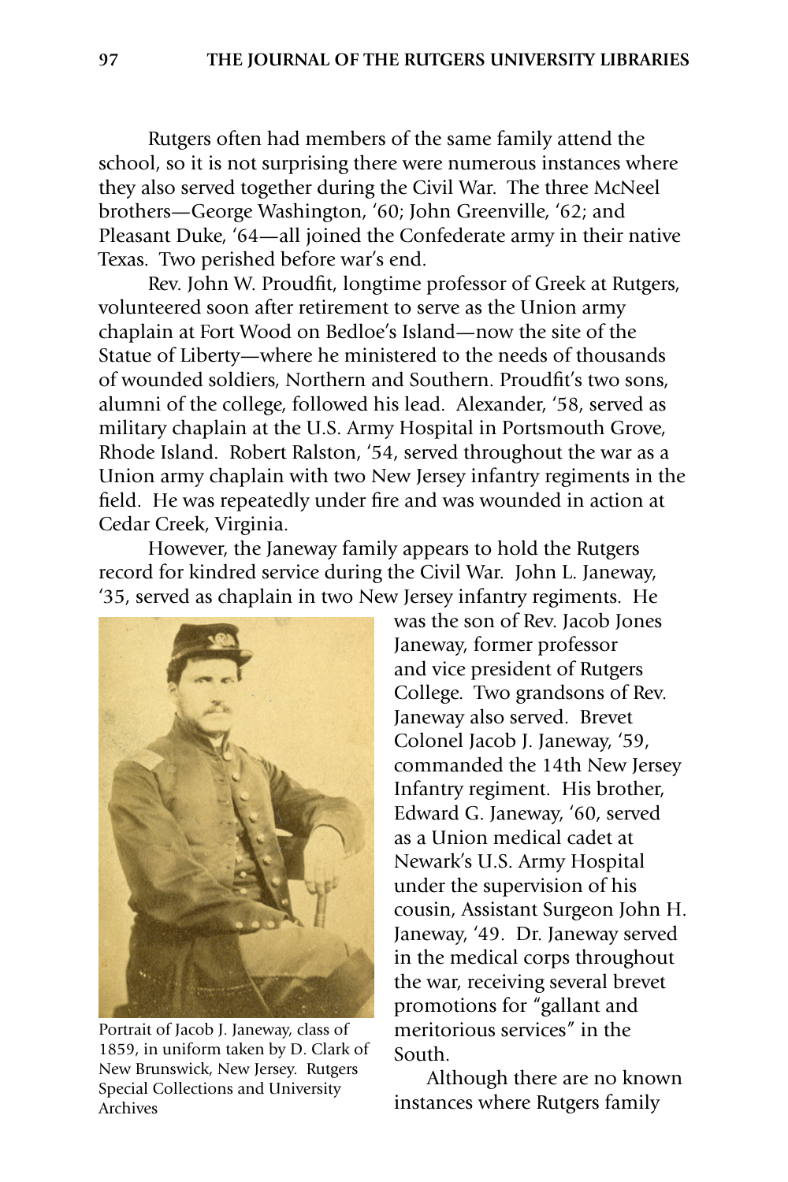Rutgers often had members of the same family attend the school, so it is not surprising there were numerous instances where they also served together during the Civil War. The three McNeel brothers—George Washington, '60; John Greenville, '62; and Pleasant Duke, '64—all joined the Confederate army in their native Texas. Two perished before war's end.

Rev. John W. Proudfit, longtime professor of Greek at Rutgers, volunteered soon after retirement to serve as the Union army chaplain at Fort Wood on Bedloe's Island—now the site of the Statue of Liberty—where he ministered to the needs of thousands of wounded soldiers, Northern and Southern. Proudfit's two sons, alumni of the college, followed his lead. Alexander, '58, served as military chaplain at the U.S. Army Hospital in Portsmouth Grove, Rhode Island. Robert Ralston, '54, served throughout the war as a Union army chaplain with two New Jersey infantry regiments in the field. He was repeatedly under fire and was wounded in action at Cedar Creek, Virginia.

However, the Janeway family appears to hold the Rutgers record for kindred service during the Civil War. John L. Janeway, '35, served as chaplain in two New Jersey infantry regiments. He was the son of Rev. Jacob Jones Janeway, former professor and vice president of Rutgers College. Two grandsons of Rev. Janeway also served. Brevet Colonel Jacob J. Janeway, '59, commanded the 14th New Jersey Infantry regiment. His brother, Edward G. Janeway, '60, served as a Union medical cadet at Newark's U.S. Army Hospital under the supervision of his cousin, Assistant Surgeon John H. Janeway, '49. Dr. Janeway served in the medical corps throughout the war, receiving several brevet promotions for "gallant and meritorious services" in the South.

Portrait of Jacob J. Janeway, class of 1859, in uniform taken by D. Clark of New Brunswick, New Jersey. Rutgers Special Collections and University Archives

Although there are no known instances where Rutgers family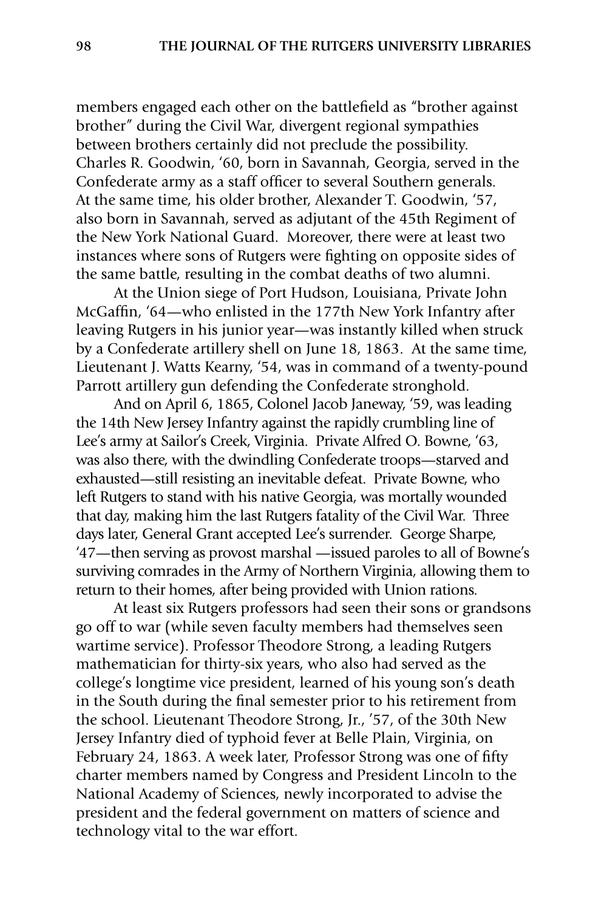members engaged each other on the battlefield as "brother against brother" during the Civil War, divergent regional sympathies between brothers certainly did not preclude the possibility. Charles R. Goodwin, '60, born in Savannah, Georgia, served in the Confederate army as a staff officer to several Southern generals. At the same time, his older brother, Alexander T. Goodwin, '57, also born in Savannah, served as adjutant of the 45th Regiment of the New York National Guard. Moreover, there were at least two instances where sons of Rutgers were fighting on opposite sides of the same battle, resulting in the combat deaths of two alumni.

At the Union siege of Port Hudson, Louisiana, Private John McGaffin, '64—who enlisted in the 177th New York Infantry after leaving Rutgers in his junior year—was instantly killed when struck by a Confederate artillery shell on June 18, 1863. At the same time, Lieutenant J. Watts Kearny, '54, was in command of a twenty-pound Parrott artillery gun defending the Confederate stronghold.

And on April 6, 1865, Colonel Jacob Janeway, '59, was leading the 14th New Jersey Infantry against the rapidly crumbling line of Lee's army at Sailor's Creek, Virginia. Private Alfred O. Bowne, '63, was also there, with the dwindling Confederate troops—starved and exhausted—still resisting an inevitable defeat. Private Bowne, who left Rutgers to stand with his native Georgia, was mortally wounded that day, making him the last Rutgers fatality of the Civil War. Three days later, General Grant accepted Lee's surrender. George Sharpe, '47—then serving as provost marshal —issued paroles to all of Bowne's surviving comrades in the Army of Northern Virginia, allowing them to return to their homes, after being provided with Union rations.

At least six Rutgers professors had seen their sons or grandsons go off to war (while seven faculty members had themselves seen wartime service). Professor Theodore Strong, a leading Rutgers mathematician for thirty-six years, who also had served as the college's longtime vice president, learned of his young son's death in the South during the final semester prior to his retirement from the school. Lieutenant Theodore Strong, Jr., '57, of the 30th New Jersey Infantry died of typhoid fever at Belle Plain, Virginia, on February 24, 1863. A week later, Professor Strong was one of fifty charter members named by Congress and President Lincoln to the National Academy of Sciences, newly incorporated to advise the president and the federal government on matters of science and technology vital to the war effort.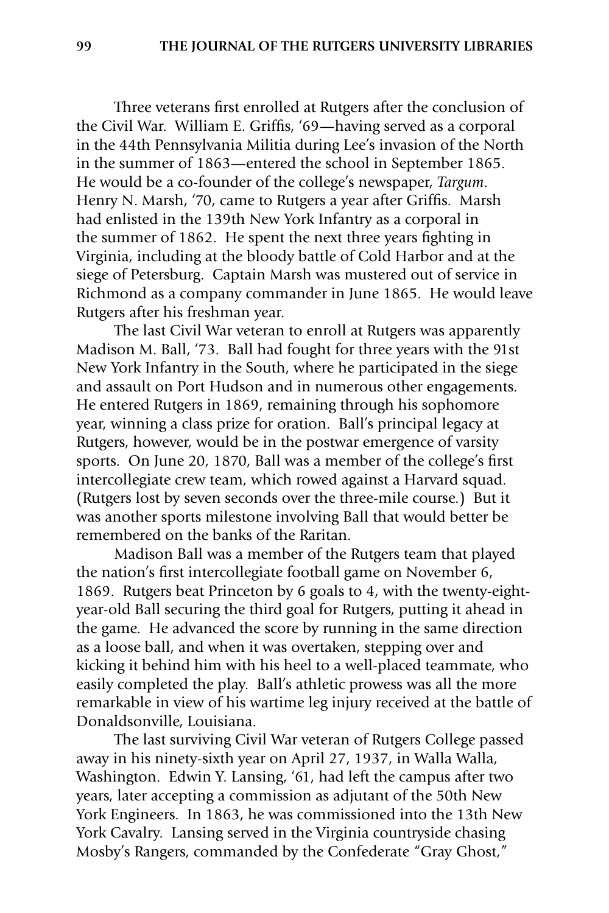Three veterans first enrolled at Rutgers after the conclusion of the Civil War. William E. Griffis, '69—having served as a corporal in the 44th Pennsylvania Militia during Lee's invasion of the North in the summer of 1863—entered the school in September 1865. He would be a co-founder of the college's newspaper, *Targum*. Henry N. Marsh, '70, came to Rutgers a year after Griffis. Marsh had enlisted in the 139th New York Infantry as a corporal in the summer of 1862. He spent the next three years fighting in Virginia, including at the bloody battle of Cold Harbor and at the siege of Petersburg. Captain Marsh was mustered out of service in Richmond as a company commander in June 1865. He would leave Rutgers after his freshman year.

The last Civil War veteran to enroll at Rutgers was apparently Madison M. Ball, '73. Ball had fought for three years with the 91st New York Infantry in the South, where he participated in the siege and assault on Port Hudson and in numerous other engagements. He entered Rutgers in 1869, remaining through his sophomore year, winning a class prize for oration. Ball's principal legacy at Rutgers, however, would be in the postwar emergence of varsity sports. On June 20, 1870, Ball was a member of the college's first intercollegiate crew team, which rowed against a Harvard squad. (Rutgers lost by seven seconds over the three-mile course.) But it was another sports milestone involving Ball that would better be remembered on the banks of the Raritan.

Madison Ball was a member of the Rutgers team that played the nation's first intercollegiate football game on November 6, 1869. Rutgers beat Princeton by 6 goals to 4, with the twenty-eight-year-old Ball securing the third goal for Rutgers, putting it ahead in the game. He advanced the score by running in the same direction as a loose ball, and when it was overtaken, stepping over and kicking it behind him with his heel to a well-placed teammate, who easily completed the play. Ball's athletic prowess was all the more remarkable in view of his wartime leg injury received at the battle of Donaldsonville, Louisiana.

The last surviving Civil War veteran of Rutgers College passed away in his ninety-sixth year on April 27, 1937, in Walla Walla, Washington. Edwin Y. Lansing, '61, had left the campus after two years, later accepting a commission as adjutant of the 50th New York Engineers. In 1863, he was commissioned into the 13th New York Cavalry. Lansing served in the Virginia countryside chasing Mosby's Rangers, commanded by the Confederate "Gray Ghost,"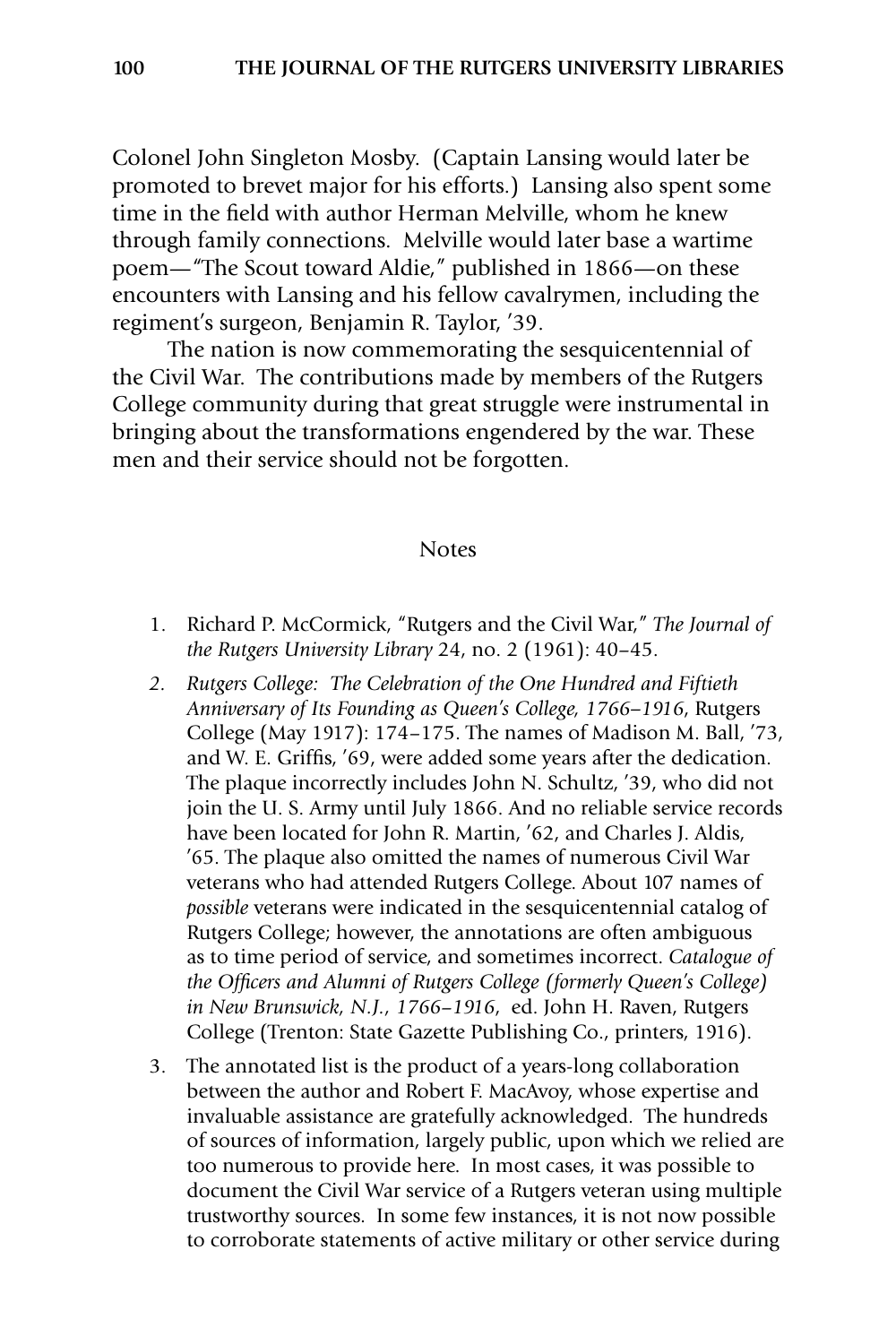Colonel John Singleton Mosby. (Captain Lansing would later be promoted to brevet major for his efforts.) Lansing also spent some time in the field with author Herman Melville, whom he knew through family connections. Melville would later base a wartime poem—"The Scout toward Aldie," published in 1866—on these encounters with Lansing and his fellow cavalrymen, including the regiment's surgeon, Benjamin R. Taylor, '39.

The nation is now commemorating the sesquicentennial of the Civil War. The contributions made by members of the Rutgers College community during that great struggle were instrumental in bringing about the transformations engendered by the war. These men and their service should not be forgotten.

## Notes

1. Richard P. McCormick, "Rutgers and the Civil War," *The Journal of the Rutgers University Library* 24, no. 2 (1961): 40–45.
2. *Rutgers College: The Celebration of the One Hundred and Fiftieth Anniversary of Its Founding as Queen's College, 1766–1916*, Rutgers College (May 1917): 174–175. The names of Madison M. Ball, '73, and W. E. Griffis, '69, were added some years after the dedication. The plaque incorrectly includes John N. Schultz, '39, who did not join the U. S. Army until July 1866. And no reliable service records have been located for John R. Martin, '62, and Charles J. Aldis, '65. The plaque also omitted the names of numerous Civil War veterans who had attended Rutgers College. About 107 names of *possible* veterans were indicated in the sesquicentennial catalog of Rutgers College; however, the annotations are often ambiguous as to time period of service, and sometimes incorrect. *Catalogue of the Officers and Alumni of Rutgers College (formerly Queen's College) in New Brunswick, N.J., 1766–1916*, ed. John H. Raven, Rutgers College (Trenton: State Gazette Publishing Co., printers, 1916).
3. The annotated list is the product of a years-long collaboration between the author and Robert F. MacAvoy, whose expertise and invaluable assistance are gratefully acknowledged. The hundreds of sources of information, largely public, upon which we relied are too numerous to provide here. In most cases, it was possible to document the Civil War service of a Rutgers veteran using multiple trustworthy sources. In some few instances, it is not now possible to corroborate statements of active military or other service during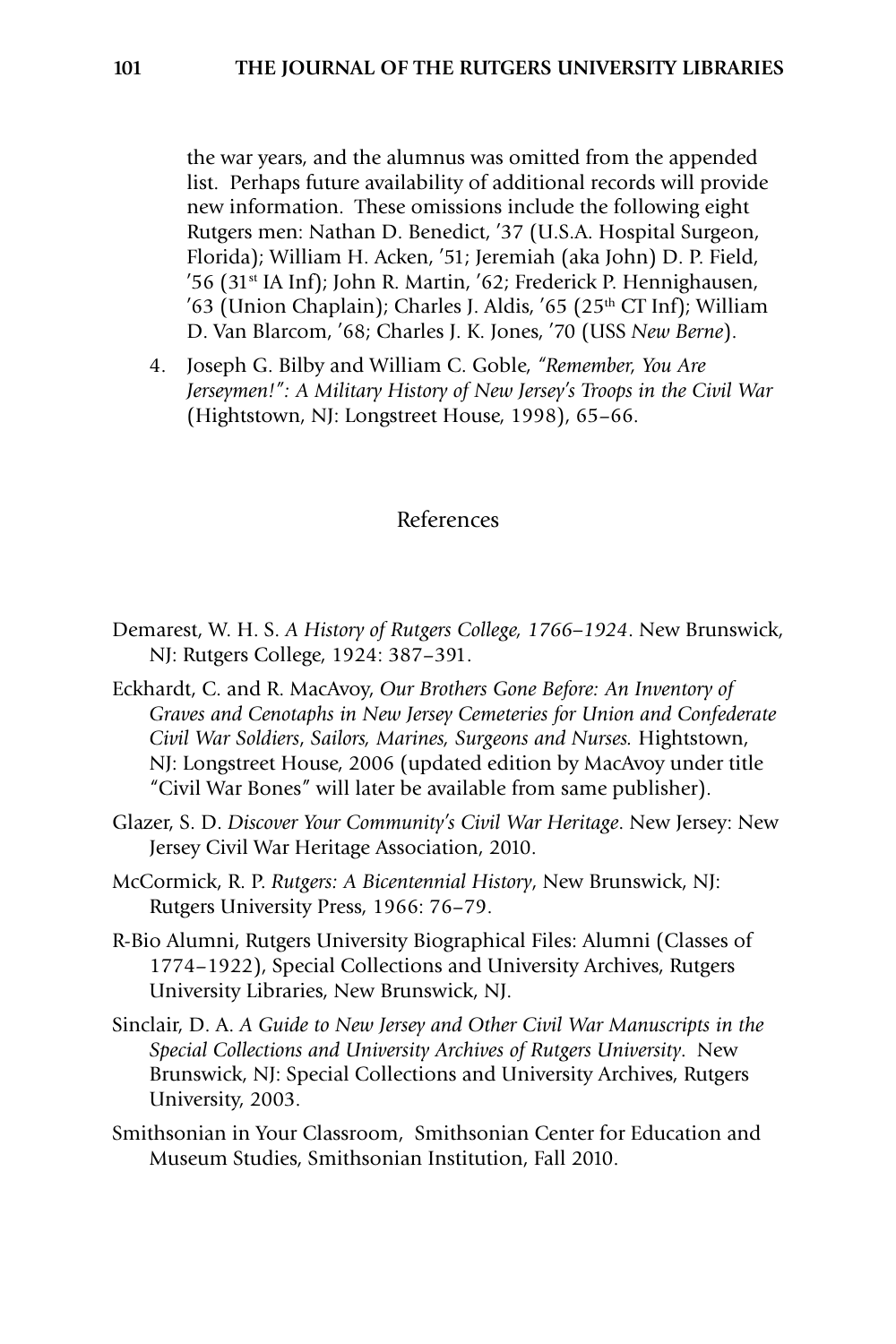the war years, and the alumnus was omitted from the appended list. Perhaps future availability of additional records will provide new information. These omissions include the following eight Rutgers men: Nathan D. Benedict, '37 (U.S.A. Hospital Surgeon, Florida); William H. Acken, '51; Jeremiah (aka John) D. P. Field, '56 (31st IA Inf); John R. Martin, '62; Frederick P. Hennighausen, '63 (Union Chaplain); Charles J. Aldis, '65 (25th CT Inf); William D. Van Blarcom, '68; Charles J. K. Jones, '70 (USS *New Berne*).

4. Joseph G. Bilby and William C. Goble, *"Remember, You Are Jerseymen!": A Military History of New Jersey's Troops in the Civil War* (Hightstown, NJ: Longstreet House, 1998), 65–66.

## References

Demarest, W. H. S. *A History of Rutgers College, 1766–1924*. New Brunswick, NJ: Rutgers College, 1924: 387–391.

Eckhardt, C. and R. MacAvoy, *Our Brothers Gone Before: An Inventory of Graves and Cenotaphs in New Jersey Cemeteries for Union and Confederate Civil War Soldiers, Sailors, Marines, Surgeons and Nurses.* Hightstown, NJ: Longstreet House, 2006 (updated edition by MacAvoy under title "Civil War Bones" will later be available from same publisher).

Glazer, S. D. *Discover Your Community's Civil War Heritage*. New Jersey: New Jersey Civil War Heritage Association, 2010.

McCormick, R. P. *Rutgers: A Bicentennial History*, New Brunswick, NJ: Rutgers University Press, 1966: 76–79.

R-Bio Alumni, Rutgers University Biographical Files: Alumni (Classes of 1774–1922), Special Collections and University Archives, Rutgers University Libraries, New Brunswick, NJ.

Sinclair, D. A. *A Guide to New Jersey and Other Civil War Manuscripts in the Special Collections and University Archives of Rutgers University*. New Brunswick, NJ: Special Collections and University Archives, Rutgers University, 2003.

Smithsonian in Your Classroom, Smithsonian Center for Education and Museum Studies, Smithsonian Institution, Fall 2010.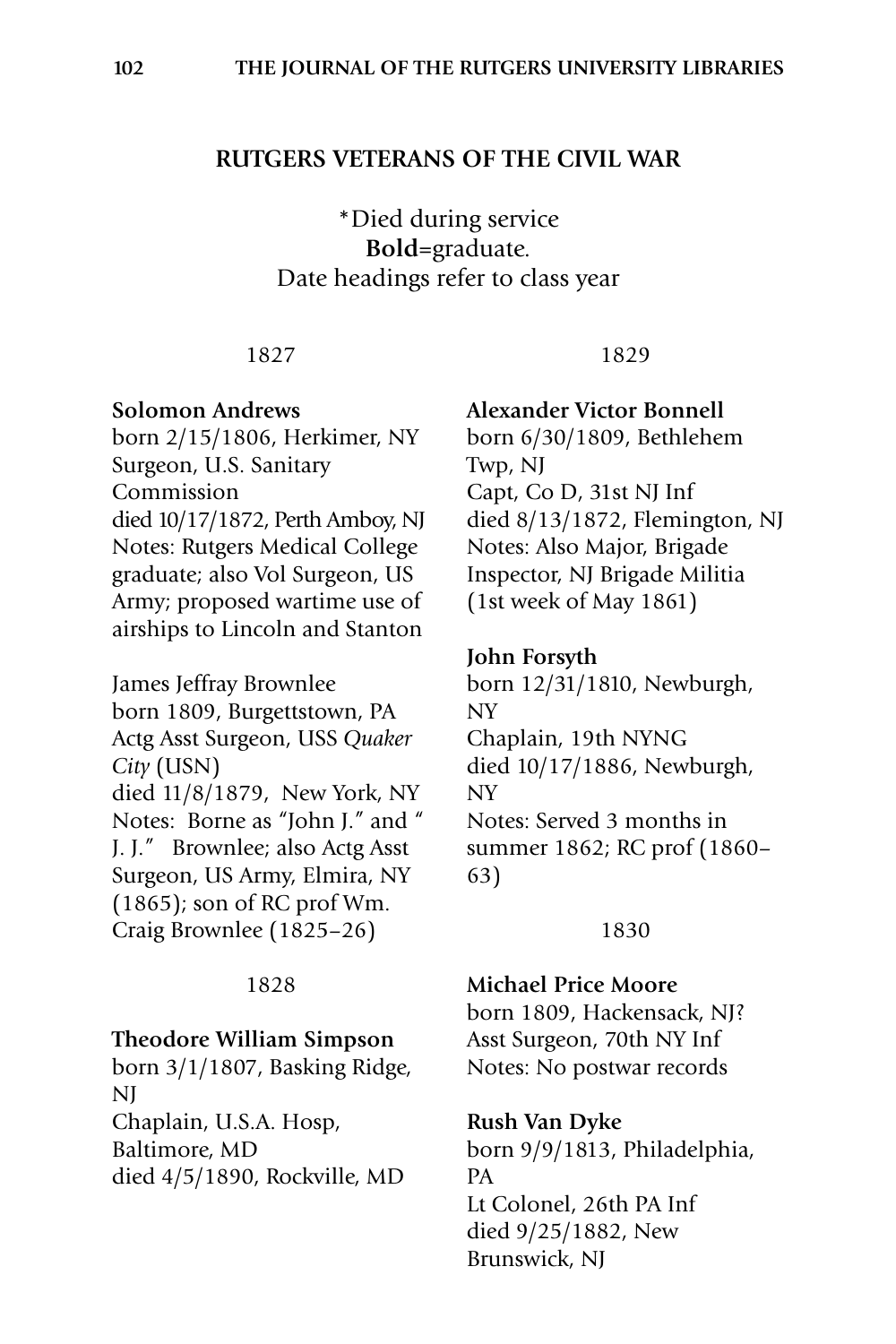## RUTGERS VETERANS OF THE CIVIL WAR

*Died during service
**Bold**=graduate.
Date headings refer to class year

1827

**Solomon Andrews**
born 2/15/1806, Herkimer, NY
Surgeon, U.S. Sanitary Commission
died 10/17/1872, Perth Amboy, NJ
Notes: Rutgers Medical College graduate; also Vol Surgeon, US Army; proposed wartime use of airships to Lincoln and Stanton

James Jeffray Brownlee
born 1809, Burgettstown, PA
Actg Asst Surgeon, USS *Quaker City* (USN)
died 11/8/1879, New York, NY
Notes: Borne as "John J." and "J. J." Brownlee; also Actg Asst Surgeon, US Army, Elmira, NY (1865); son of RC prof Wm. Craig Brownlee (1825–26)

1828

**Theodore William Simpson**
born 3/1/1807, Basking Ridge, NJ
Chaplain, U.S.A. Hosp, Baltimore, MD
died 4/5/1890, Rockville, MD

1829

**Alexander Victor Bonnell**
born 6/30/1809, Bethlehem Twp, NJ
Capt, Co D, 31st NJ Inf
died 8/13/1872, Flemington, NJ
Notes: Also Major, Brigade Inspector, NJ Brigade Militia (1st week of May 1861)

**John Forsyth**
born 12/31/1810, Newburgh, NY
Chaplain, 19th NYNG
died 10/17/1886, Newburgh, NY
Notes: Served 3 months in summer 1862; RC prof (1860–63)

1830

**Michael Price Moore**
born 1809, Hackensack, NJ?
Asst Surgeon, 70th NY Inf
Notes: No postwar records

**Rush Van Dyke**
born 9/9/1813, Philadelphia, PA
Lt Colonel, 26th PA Inf
died 9/25/1882, New Brunswick, NJ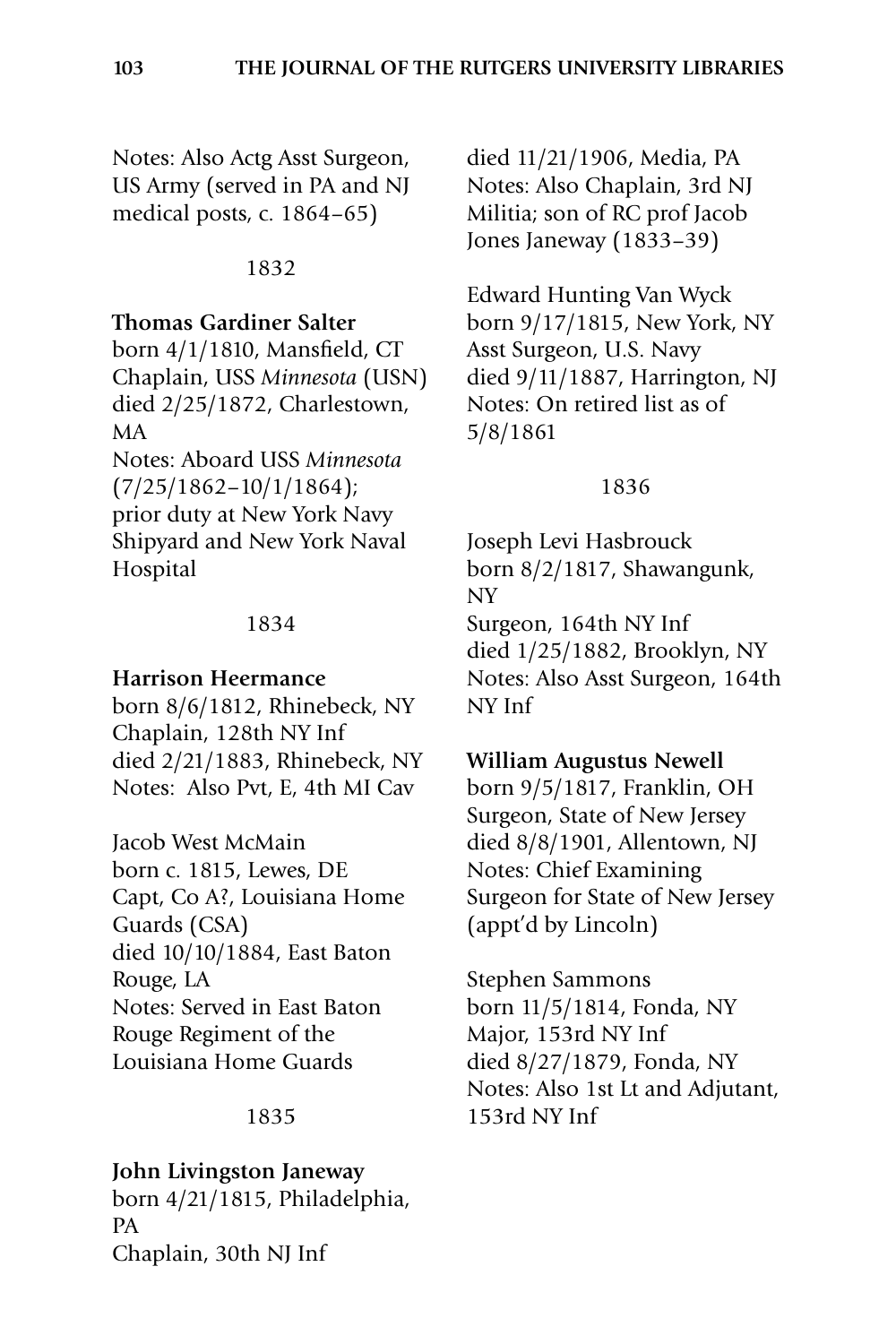Notes: Also Actg Asst Surgeon, US Army (served in PA and NJ medical posts, c. 1864–65)

1832

**Thomas Gardiner Salter**
born 4/1/1810, Mansfield, CT
Chaplain, USS *Minnesota* (USN)
died 2/25/1872, Charlestown, MA
Notes: Aboard USS *Minnesota* (7/25/1862–10/1/1864); prior duty at New York Navy Shipyard and New York Naval Hospital

1834

**Harrison Heermance**
born 8/6/1812, Rhinebeck, NY
Chaplain, 128th NY Inf
died 2/21/1883, Rhinebeck, NY
Notes: Also Pvt, E, 4th MI Cav

Jacob West McMain
born c. 1815, Lewes, DE
Capt, Co A?, Louisiana Home Guards (CSA)
died 10/10/1884, East Baton Rouge, LA
Notes: Served in East Baton Rouge Regiment of the Louisiana Home Guards

1835

**John Livingston Janeway**
born 4/21/1815, Philadelphia, PA
Chaplain, 30th NJ Inf
died 11/21/1906, Media, PA
Notes: Also Chaplain, 3rd NJ Militia; son of RC prof Jacob Jones Janeway (1833–39)

Edward Hunting Van Wyck
born 9/17/1815, New York, NY
Asst Surgeon, U.S. Navy
died 9/11/1887, Harrington, NJ
Notes: On retired list as of 5/8/1861

1836

Joseph Levi Hasbrouck
born 8/2/1817, Shawangunk, NY
Surgeon, 164th NY Inf
died 1/25/1882, Brooklyn, NY
Notes: Also Asst Surgeon, 164th NY Inf

**William Augustus Newell**
born 9/5/1817, Franklin, OH
Surgeon, State of New Jersey
died 8/8/1901, Allentown, NJ
Notes: Chief Examining Surgeon for State of New Jersey (appt'd by Lincoln)

Stephen Sammons
born 11/5/1814, Fonda, NY
Major, 153rd NY Inf
died 8/27/1879, Fonda, NY
Notes: Also 1st Lt and Adjutant, 153rd NY Inf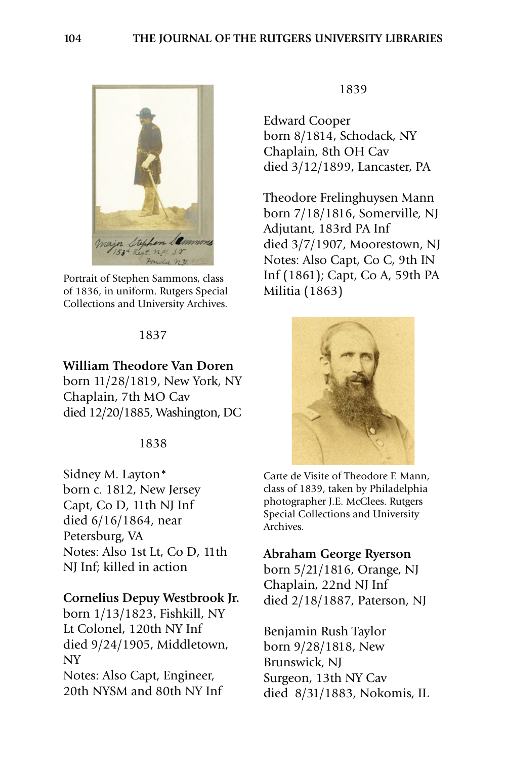Portrait of Stephen Sammons, class of 1836, in uniform. Rutgers Special Collections and University Archives.

1837

**William Theodore Van Doren**
born 11/28/1819, New York, NY
Chaplain, 7th MO Cav
died 12/20/1885, Washington, DC

1838

Sidney M. Layton*
born c. 1812, New Jersey
Capt, Co D, 11th NJ Inf
died 6/16/1864, near Petersburg, VA
Notes: Also 1st Lt, Co D, 11th NJ Inf; killed in action

**Cornelius Depuy Westbrook Jr.**
born 1/13/1823, Fishkill, NY
Lt Colonel, 120th NY Inf
died 9/24/1905, Middletown, NY
Notes: Also Capt, Engineer, 20th NYSM and 80th NY Inf

1839

Edward Cooper
born 8/1814, Schodack, NY
Chaplain, 8th OH Cav
died 3/12/1899, Lancaster, PA

Theodore Frelinghuysen Mann
born 7/18/1816, Somerville, NJ
Adjutant, 183rd PA Inf
died 3/7/1907, Moorestown, NJ
Notes: Also Capt, Co C, 9th IN Inf (1861); Capt, Co A, 59th PA Militia (1863)

Carte de Visite of Theodore F. Mann, class of 1839, taken by Philadelphia photographer J.E. McClees. Rutgers Special Collections and University Archives.

**Abraham George Ryerson**
born 5/21/1816, Orange, NJ
Chaplain, 22nd NJ Inf
died 2/18/1887, Paterson, NJ

Benjamin Rush Taylor
born 9/28/1818, New Brunswick, NJ
Surgeon, 13th NY Cav
died 8/31/1883, Nokomis, IL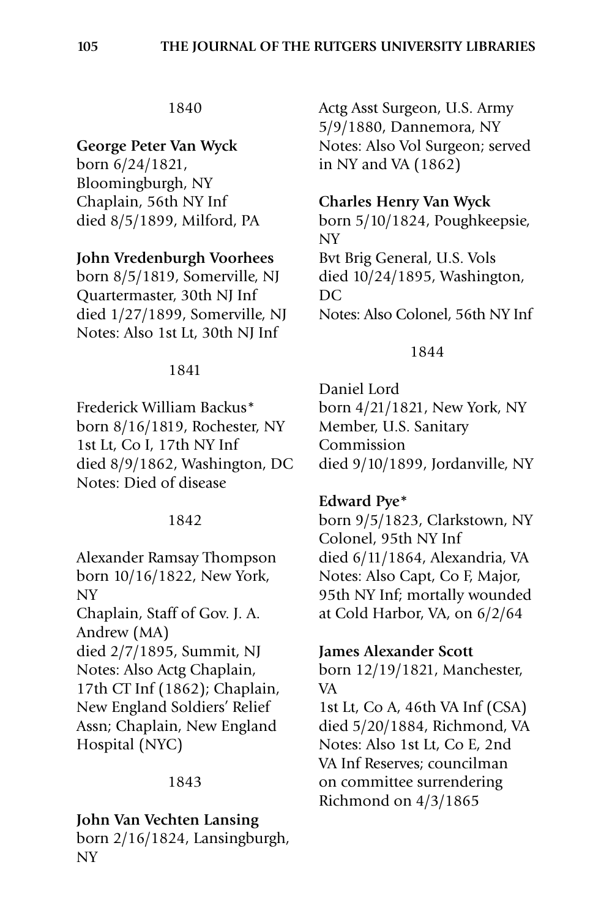1840

**George Peter Van Wyck**
born 6/24/1821, Bloomingburgh, NY
Chaplain, 56th NY Inf
died 8/5/1899, Milford, PA

**John Vredenburgh Voorhees**
born 8/5/1819, Somerville, NJ
Quartermaster, 30th NJ Inf
died 1/27/1899, Somerville, NJ
Notes: Also 1st Lt, 30th NJ Inf

1841

Frederick William Backus*
born 8/16/1819, Rochester, NY
1st Lt, Co I, 17th NY Inf
died 8/9/1862, Washington, DC
Notes: Died of disease

1842

Alexander Ramsay Thompson
born 10/16/1822, New York, NY
Chaplain, Staff of Gov. J. A. Andrew (MA)
died 2/7/1895, Summit, NJ
Notes: Also Actg Chaplain, 17th CT Inf (1862); Chaplain, New England Soldiers' Relief Assn; Chaplain, New England Hospital (NYC)

1843

**John Van Vechten Lansing**
born 2/16/1824, Lansingburgh, NY
Actg Asst Surgeon, U.S. Army
5/9/1880, Dannemora, NY
Notes: Also Vol Surgeon; served in NY and VA (1862)

**Charles Henry Van Wyck**
born 5/10/1824, Poughkeepsie, NY
Bvt Brig General, U.S. Vols
died 10/24/1895, Washington, DC
Notes: Also Colonel, 56th NY Inf

1844

Daniel Lord
born 4/21/1821, New York, NY
Member, U.S. Sanitary Commission
died 9/10/1899, Jordanville, NY

**Edward Pye***
born 9/5/1823, Clarkstown, NY
Colonel, 95th NY Inf
died 6/11/1864, Alexandria, VA
Notes: Also Capt, Co F, Major, 95th NY Inf; mortally wounded at Cold Harbor, VA, on 6/2/64

**James Alexander Scott**
born 12/19/1821, Manchester, VA
1st Lt, Co A, 46th VA Inf (CSA)
died 5/20/1884, Richmond, VA
Notes: Also 1st Lt, Co E, 2nd VA Inf Reserves; councilman on committee surrendering Richmond on 4/3/1865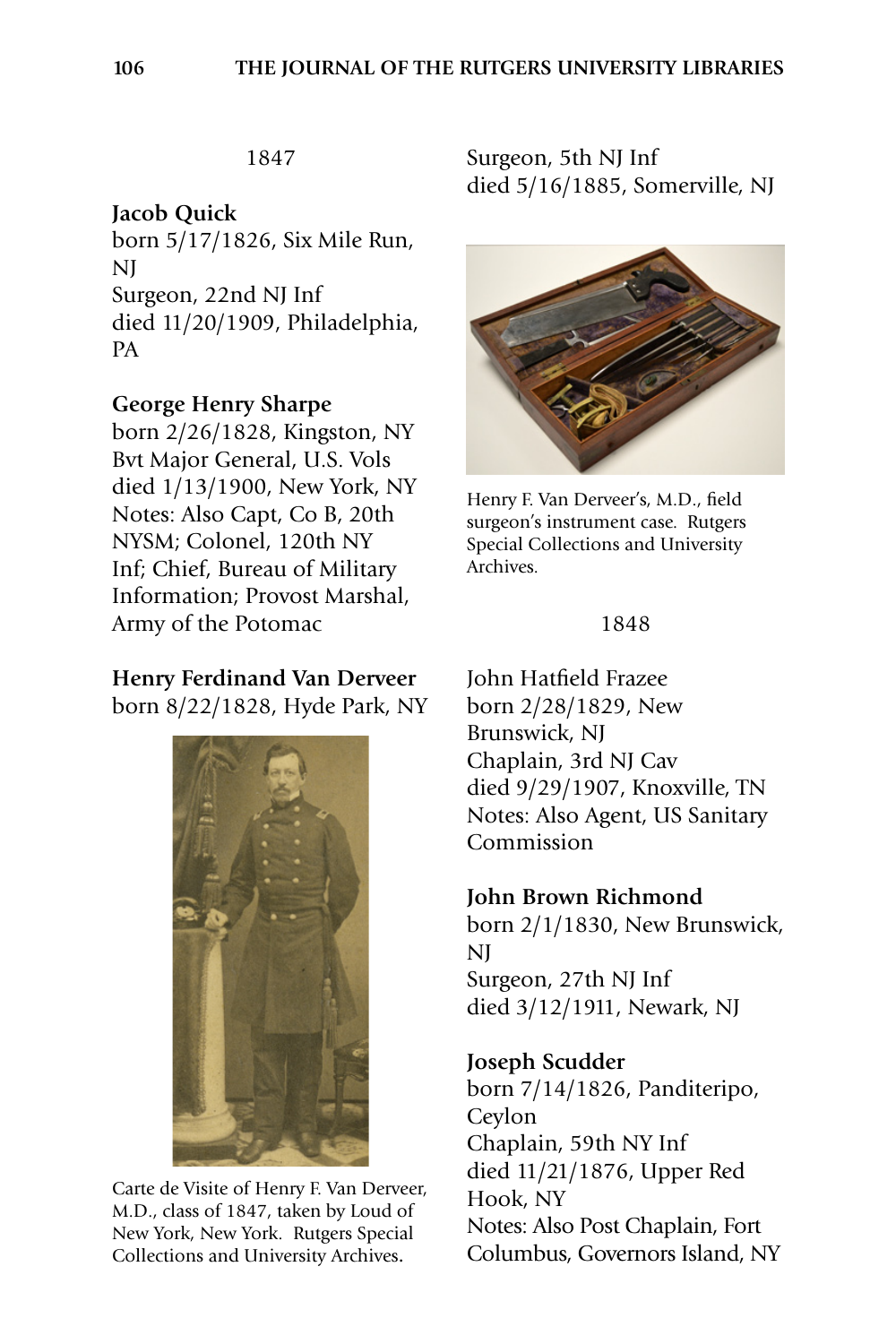1847

**Jacob Quick**
born 5/17/1826, Six Mile Run, NJ
Surgeon, 22nd NJ Inf
died 11/20/1909, Philadelphia, PA

**George Henry Sharpe**
born 2/26/1828, Kingston, NY
Bvt Major General, U.S. Vols
died 1/13/1900, New York, NY
Notes: Also Capt, Co B, 20th NYSM; Colonel, 120th NY Inf; Chief, Bureau of Military Information; Provost Marshal, Army of the Potomac

**Henry Ferdinand Van Derveer**
born 8/22/1828, Hyde Park, NY

Carte de Visite of Henry F. Van Derveer, M.D., class of 1847, taken by Loud of New York, New York. Rutgers Special Collections and University Archives.

Surgeon, 5th NJ Inf
died 5/16/1885, Somerville, NJ

Henry F. Van Derveer's, M.D., field surgeon's instrument case. Rutgers Special Collections and University Archives.

1848

John Hatfield Frazee
born 2/28/1829, New Brunswick, NJ
Chaplain, 3rd NJ Cav
died 9/29/1907, Knoxville, TN
Notes: Also Agent, US Sanitary Commission

**John Brown Richmond**
born 2/1/1830, New Brunswick, NJ
Surgeon, 27th NJ Inf
died 3/12/1911, Newark, NJ

**Joseph Scudder**
born 7/14/1826, Panditeripo, Ceylon
Chaplain, 59th NY Inf
died 11/21/1876, Upper Red Hook, NY
Notes: Also Post Chaplain, Fort Columbus, Governors Island, NY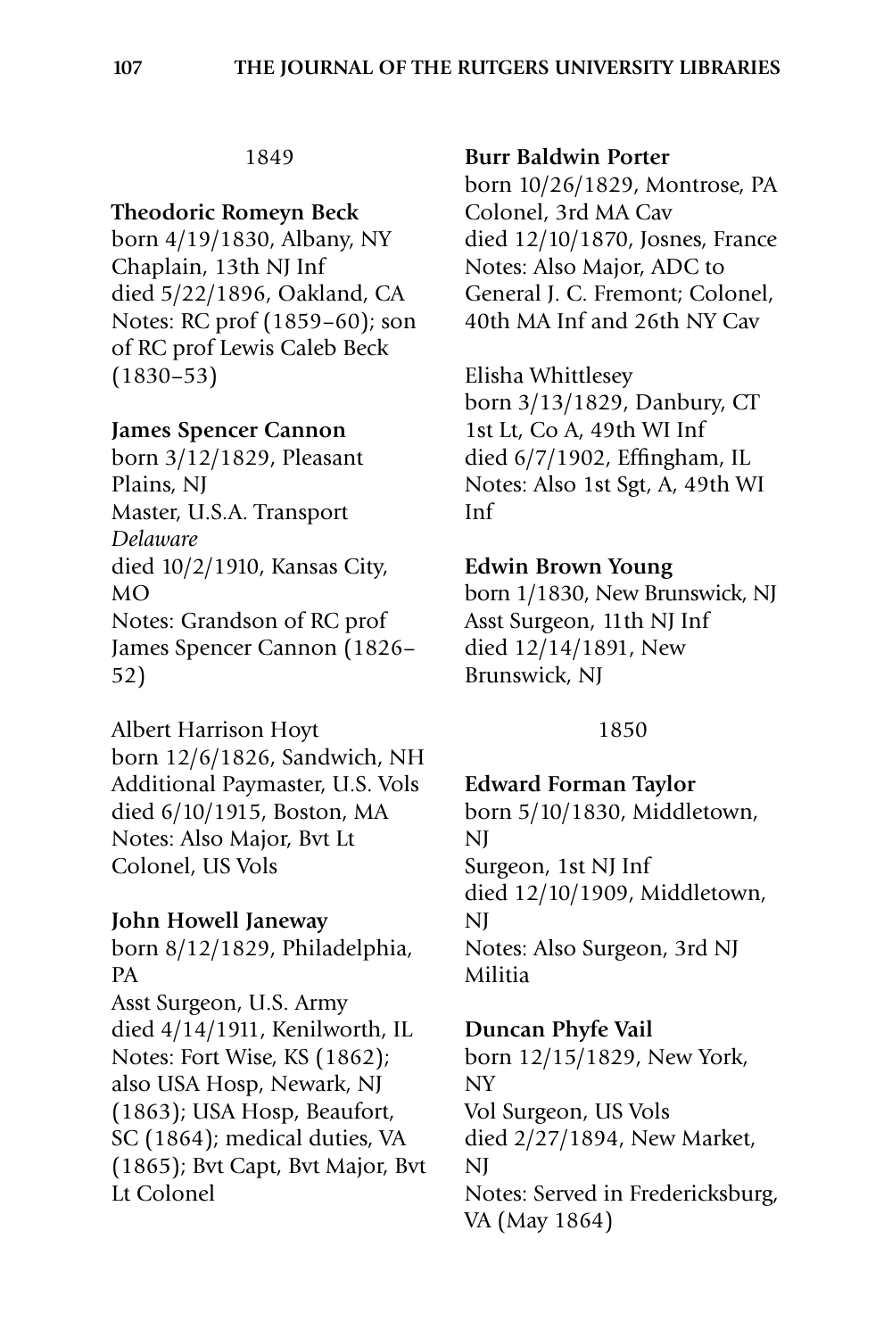1849

**Theodoric Romeyn Beck**
born 4/19/1830, Albany, NY
Chaplain, 13th NJ Inf
died 5/22/1896, Oakland, CA
Notes: RC prof (1859–60); son of RC prof Lewis Caleb Beck (1830–53)

**James Spencer Cannon**
born 3/12/1829, Pleasant Plains, NJ
Master, U.S.A. Transport *Delaware*
died 10/2/1910, Kansas City, MO
Notes: Grandson of RC prof James Spencer Cannon (1826–52)

Albert Harrison Hoyt
born 12/6/1826, Sandwich, NH
Additional Paymaster, U.S. Vols
died 6/10/1915, Boston, MA
Notes: Also Major, Bvt Lt Colonel, US Vols

**John Howell Janeway**
born 8/12/1829, Philadelphia, PA
Asst Surgeon, U.S. Army
died 4/14/1911, Kenilworth, IL
Notes: Fort Wise, KS (1862); also USA Hosp, Newark, NJ (1863); USA Hosp, Beaufort, SC (1864); medical duties, VA (1865); Bvt Capt, Bvt Major, Bvt Lt Colonel

**Burr Baldwin Porter**
born 10/26/1829, Montrose, PA
Colonel, 3rd MA Cav
died 12/10/1870, Josnes, France
Notes: Also Major, ADC to General J. C. Fremont; Colonel, 40th MA Inf and 26th NY Cav

Elisha Whittlesey
born 3/13/1829, Danbury, CT
1st Lt, Co A, 49th WI Inf
died 6/7/1902, Effingham, IL
Notes: Also 1st Sgt, A, 49th WI Inf

**Edwin Brown Young**
born 1/1830, New Brunswick, NJ
Asst Surgeon, 11th NJ Inf
died 12/14/1891, New Brunswick, NJ

1850

**Edward Forman Taylor**
born 5/10/1830, Middletown, NJ
Surgeon, 1st NJ Inf
died 12/10/1909, Middletown, NJ
Notes: Also Surgeon, 3rd NJ Militia

**Duncan Phyfe Vail**
born 12/15/1829, New York, NY
Vol Surgeon, US Vols
died 2/27/1894, New Market, NJ
Notes: Served in Fredericksburg, VA (May 1864)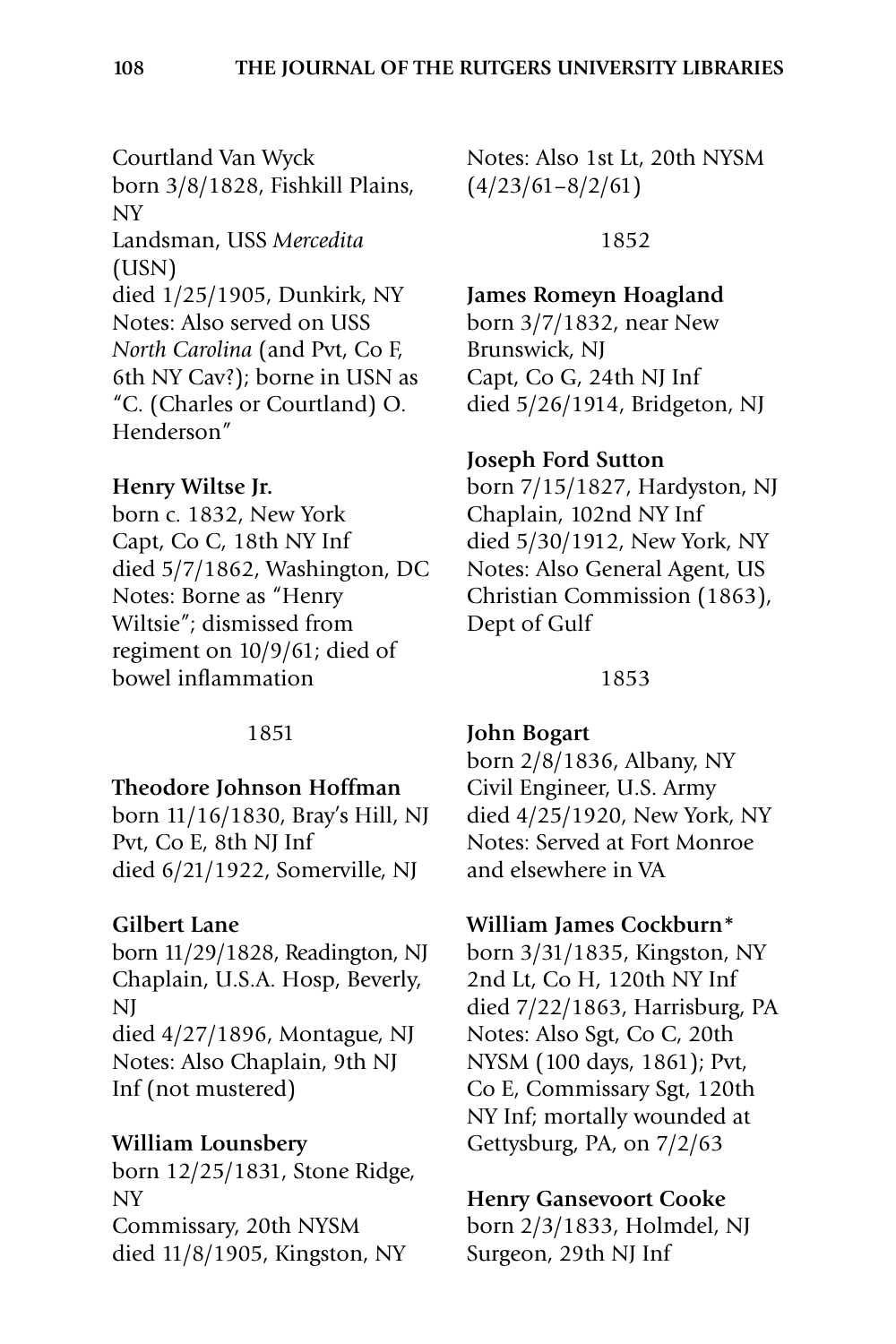Courtland Van Wyck
born 3/8/1828, Fishkill Plains, NY
Landsman, USS *Mercedita* (USN)
died 1/25/1905, Dunkirk, NY
Notes: Also served on USS *North Carolina* (and Pvt, Co F, 6th NY Cav?); borne in USN as "C. (Charles or Courtland) O. Henderson"

**Henry Wiltse Jr.**
born c. 1832, New York
Capt, Co C, 18th NY Inf
died 5/7/1862, Washington, DC
Notes: Borne as "Henry Wiltsie"; dismissed from regiment on 10/9/61; died of bowel inflammation

1851

**Theodore Johnson Hoffman**
born 11/16/1830, Bray's Hill, NJ
Pvt, Co E, 8th NJ Inf
died 6/21/1922, Somerville, NJ

**Gilbert Lane**
born 11/29/1828, Readington, NJ
Chaplain, U.S.A. Hosp, Beverly, NJ
died 4/27/1896, Montague, NJ
Notes: Also Chaplain, 9th NJ Inf (not mustered)

**William Lounsbery**
born 12/25/1831, Stone Ridge, NY
Commissary, 20th NYSM
died 11/8/1905, Kingston, NY
Notes: Also 1st Lt, 20th NYSM (4/23/61–8/2/61)

1852

**James Romeyn Hoagland**
born 3/7/1832, near New Brunswick, NJ
Capt, Co G, 24th NJ Inf
died 5/26/1914, Bridgeton, NJ

**Joseph Ford Sutton**
born 7/15/1827, Hardyston, NJ
Chaplain, 102nd NY Inf
died 5/30/1912, New York, NY
Notes: Also General Agent, US Christian Commission (1863), Dept of Gulf

1853

**John Bogart**
born 2/8/1836, Albany, NY
Civil Engineer, U.S. Army
died 4/25/1920, New York, NY
Notes: Served at Fort Monroe and elsewhere in VA

**William James Cockburn***
born 3/31/1835, Kingston, NY
2nd Lt, Co H, 120th NY Inf
died 7/22/1863, Harrisburg, PA
Notes: Also Sgt, Co C, 20th NYSM (100 days, 1861); Pvt, Co E, Commissary Sgt, 120th NY Inf; mortally wounded at Gettysburg, PA, on 7/2/63

**Henry Gansevoort Cooke**
born 2/3/1833, Holmdel, NJ
Surgeon, 29th NJ Inf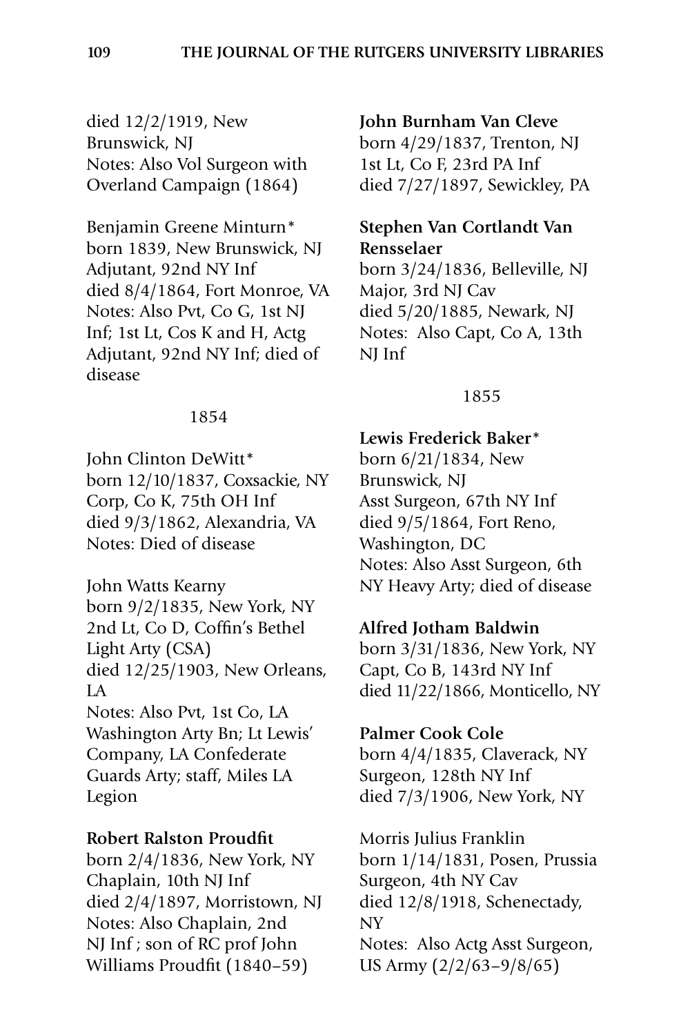died 12/2/1919, New Brunswick, NJ
Notes: Also Vol Surgeon with Overland Campaign (1864)

Benjamin Greene Minturn*
born 1839, New Brunswick, NJ
Adjutant, 92nd NY Inf
died 8/4/1864, Fort Monroe, VA
Notes: Also Pvt, Co G, 1st NJ Inf; 1st Lt, Cos K and H, Actg Adjutant, 92nd NY Inf; died of disease

1854

John Clinton DeWitt*
born 12/10/1837, Coxsackie, NY
Corp, Co K, 75th OH Inf
died 9/3/1862, Alexandria, VA
Notes: Died of disease

John Watts Kearny
born 9/2/1835, New York, NY
2nd Lt, Co D, Coffin's Bethel Light Arty (CSA)
died 12/25/1903, New Orleans, LA
Notes: Also Pvt, 1st Co, LA Washington Arty Bn; Lt Lewis' Company, LA Confederate Guards Arty; staff, Miles LA Legion

**Robert Ralston Proudfit**
born 2/4/1836, New York, NY
Chaplain, 10th NJ Inf
died 2/4/1897, Morristown, NJ
Notes: Also Chaplain, 2nd NJ Inf ; son of RC prof John Williams Proudfit (1840–59)

**John Burnham Van Cleve**
born 4/29/1837, Trenton, NJ
1st Lt, Co F, 23rd PA Inf
died 7/27/1897, Sewickley, PA

**Stephen Van Cortlandt Van Rensselaer**
born 3/24/1836, Belleville, NJ
Major, 3rd NJ Cav
died 5/20/1885, Newark, NJ
Notes: Also Capt, Co A, 13th NJ Inf

1855

**Lewis Frederick Baker***
born 6/21/1834, New Brunswick, NJ
Asst Surgeon, 67th NY Inf
died 9/5/1864, Fort Reno, Washington, DC
Notes: Also Asst Surgeon, 6th NY Heavy Arty; died of disease

**Alfred Jotham Baldwin**
born 3/31/1836, New York, NY
Capt, Co B, 143rd NY Inf
died 11/22/1866, Monticello, NY

**Palmer Cook Cole**
born 4/4/1835, Claverack, NY
Surgeon, 128th NY Inf
died 7/3/1906, New York, NY

Morris Julius Franklin
born 1/14/1831, Posen, Prussia
Surgeon, 4th NY Cav
died 12/8/1918, Schenectady, NY
Notes: Also Actg Asst Surgeon, US Army (2/2/63–9/8/65)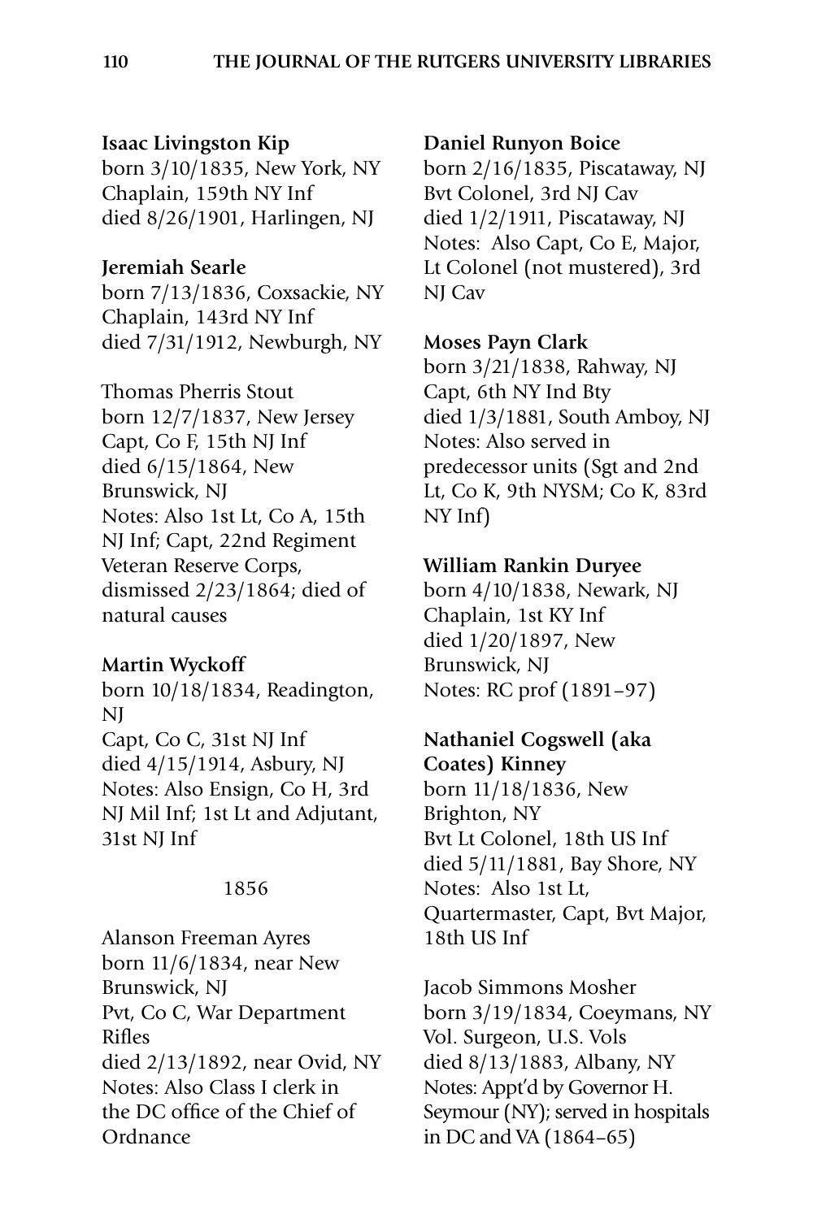**Isaac Livingston Kip**
born 3/10/1835, New York, NY
Chaplain, 159th NY Inf
died 8/26/1901, Harlingen, NJ

**Jeremiah Searle**
born 7/13/1836, Coxsackie, NY
Chaplain, 143rd NY Inf
died 7/31/1912, Newburgh, NY

Thomas Pherris Stout
born 12/7/1837, New Jersey
Capt, Co F, 15th NJ Inf
died 6/15/1864, New Brunswick, NJ
Notes: Also 1st Lt, Co A, 15th NJ Inf; Capt, 22nd Regiment Veteran Reserve Corps, dismissed 2/23/1864; died of natural causes

**Martin Wyckoff**
born 10/18/1834, Readington, NJ
Capt, Co C, 31st NJ Inf
died 4/15/1914, Asbury, NJ
Notes: Also Ensign, Co H, 3rd NJ Mil Inf; 1st Lt and Adjutant, 31st NJ Inf

1856

Alanson Freeman Ayres
born 11/6/1834, near New Brunswick, NJ
Pvt, Co C, War Department Rifles
died 2/13/1892, near Ovid, NY
Notes: Also Class I clerk in the DC office of the Chief of Ordnance

**Daniel Runyon Boice**
born 2/16/1835, Piscataway, NJ
Bvt Colonel, 3rd NJ Cav
died 1/2/1911, Piscataway, NJ
Notes: Also Capt, Co E, Major, Lt Colonel (not mustered), 3rd NJ Cav

**Moses Payn Clark**
born 3/21/1838, Rahway, NJ
Capt, 6th NY Ind Bty
died 1/3/1881, South Amboy, NJ
Notes: Also served in predecessor units (Sgt and 2nd Lt, Co K, 9th NYSM; Co K, 83rd NY Inf)

**William Rankin Duryee**
born 4/10/1838, Newark, NJ
Chaplain, 1st KY Inf
died 1/20/1897, New Brunswick, NJ
Notes: RC prof (1891–97)

**Nathaniel Cogswell (aka Coates) Kinney**
born 11/18/1836, New Brighton, NY
Bvt Lt Colonel, 18th US Inf
died 5/11/1881, Bay Shore, NY
Notes: Also 1st Lt, Quartermaster, Capt, Bvt Major, 18th US Inf

Jacob Simmons Mosher
born 3/19/1834, Coeymans, NY
Vol. Surgeon, U.S. Vols
died 8/13/1883, Albany, NY
Notes: Appt'd by Governor H. Seymour (NY); served in hospitals in DC and VA (1864–65)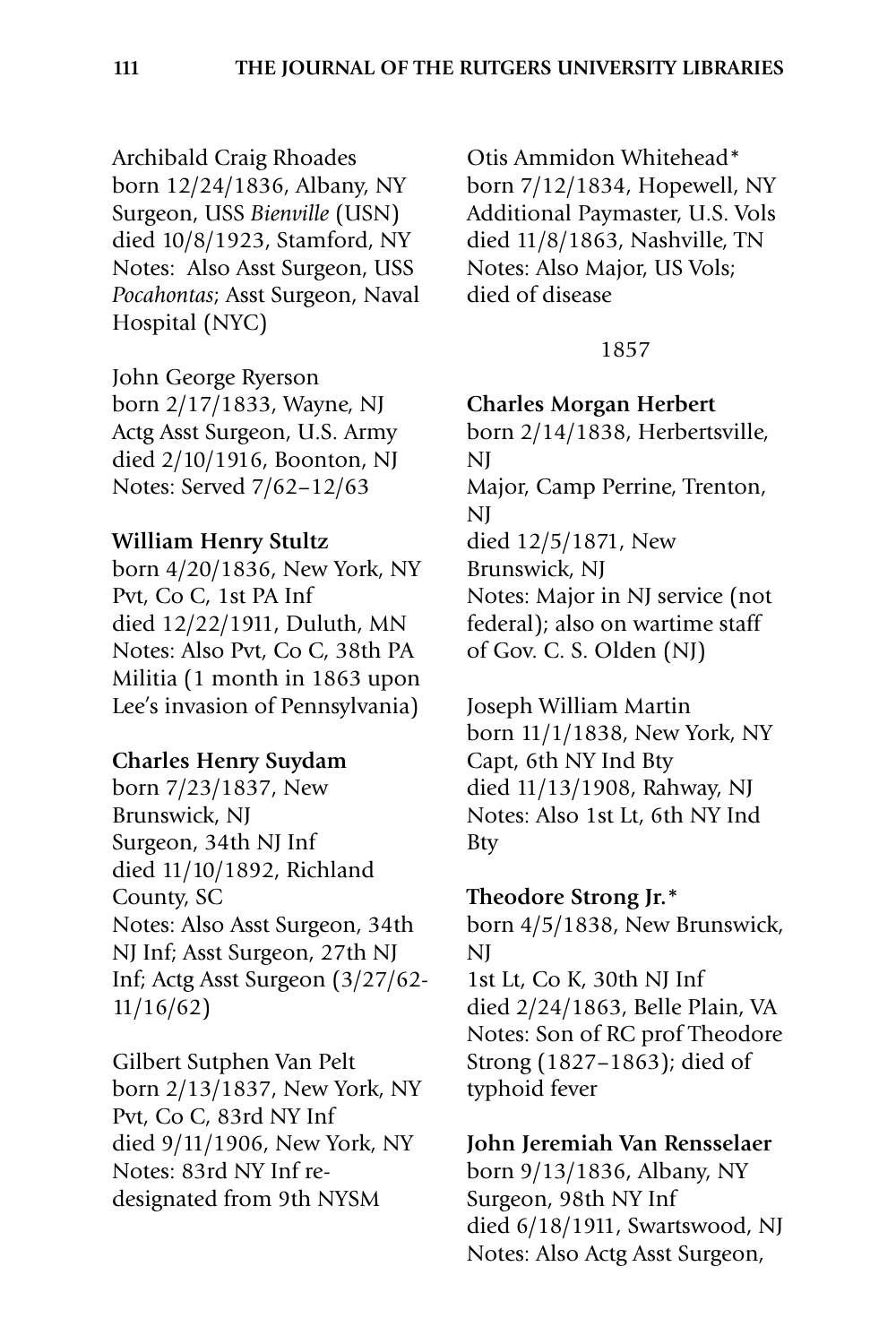Archibald Craig Rhoades
born 12/24/1836, Albany, NY
Surgeon, USS *Bienville* (USN)
died 10/8/1923, Stamford, NY
Notes: Also Asst Surgeon, USS *Pocahontas*; Asst Surgeon, Naval Hospital (NYC)

John George Ryerson
born 2/17/1833, Wayne, NJ
Actg Asst Surgeon, U.S. Army
died 2/10/1916, Boonton, NJ
Notes: Served 7/62–12/63

**William Henry Stultz**
born 4/20/1836, New York, NY
Pvt, Co C, 1st PA Inf
died 12/22/1911, Duluth, MN
Notes: Also Pvt, Co C, 38th PA Militia (1 month in 1863 upon Lee's invasion of Pennsylvania)

**Charles Henry Suydam**
born 7/23/1837, New Brunswick, NJ
Surgeon, 34th NJ Inf
died 11/10/1892, Richland County, SC
Notes: Also Asst Surgeon, 34th NJ Inf; Asst Surgeon, 27th NJ Inf; Actg Asst Surgeon (3/27/62-11/16/62)

Gilbert Sutphen Van Pelt
born 2/13/1837, New York, NY
Pvt, Co C, 83rd NY Inf
died 9/11/1906, New York, NY
Notes: 83rd NY Inf re-designated from 9th NYSM

Otis Ammidon Whitehead*
born 7/12/1834, Hopewell, NY
Additional Paymaster, U.S. Vols
died 11/8/1863, Nashville, TN
Notes: Also Major, US Vols; died of disease

1857

**Charles Morgan Herbert**
born 2/14/1838, Herbertsville, NJ
Major, Camp Perrine, Trenton, NJ
died 12/5/1871, New Brunswick, NJ
Notes: Major in NJ service (not federal); also on wartime staff of Gov. C. S. Olden (NJ)

Joseph William Martin
born 11/1/1838, New York, NY
Capt, 6th NY Ind Bty
died 11/13/1908, Rahway, NJ
Notes: Also 1st Lt, 6th NY Ind Bty

**Theodore Strong Jr.***
born 4/5/1838, New Brunswick, NJ
1st Lt, Co K, 30th NJ Inf
died 2/24/1863, Belle Plain, VA
Notes: Son of RC prof Theodore Strong (1827–1863); died of typhoid fever

**John Jeremiah Van Rensselaer**
born 9/13/1836, Albany, NY
Surgeon, 98th NY Inf
died 6/18/1911, Swartswood, NJ
Notes: Also Actg Asst Surgeon,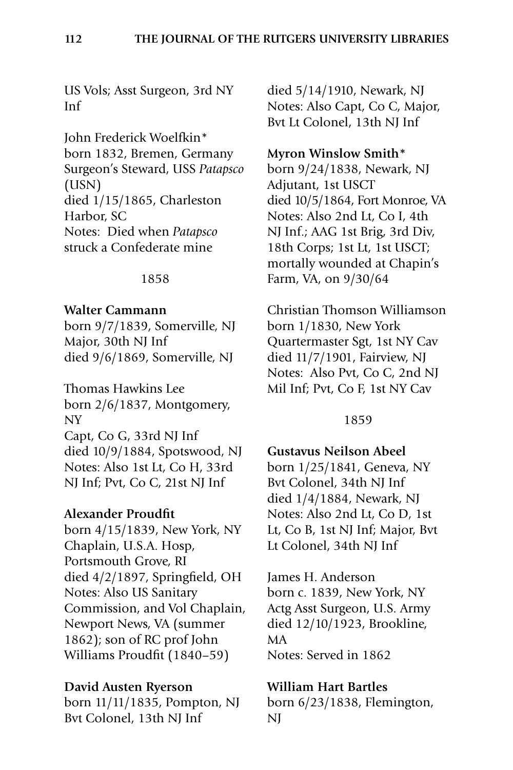US Vols; Asst Surgeon, 3rd NY Inf

John Frederick Woelfkin*
born 1832, Bremen, Germany
Surgeon's Steward, USS *Patapsco* (USN)
died 1/15/1865, Charleston Harbor, SC
Notes: Died when *Patapsco* struck a Confederate mine

1858

**Walter Cammann**
born 9/7/1839, Somerville, NJ
Major, 30th NJ Inf
died 9/6/1869, Somerville, NJ

Thomas Hawkins Lee
born 2/6/1837, Montgomery, NY
Capt, Co G, 33rd NJ Inf
died 10/9/1884, Spotswood, NJ
Notes: Also 1st Lt, Co H, 33rd NJ Inf; Pvt, Co C, 21st NJ Inf

**Alexander Proudfit**
born 4/15/1839, New York, NY
Chaplain, U.S.A. Hosp, Portsmouth Grove, RI
died 4/2/1897, Springfield, OH
Notes: Also US Sanitary Commission, and Vol Chaplain, Newport News, VA (summer 1862); son of RC prof John Williams Proudfit (1840–59)

**David Austen Ryerson**
born 11/11/1835, Pompton, NJ
Bvt Colonel, 13th NJ Inf
died 5/14/1910, Newark, NJ
Notes: Also Capt, Co C, Major, Bvt Lt Colonel, 13th NJ Inf

**Myron Winslow Smith***
born 9/24/1838, Newark, NJ
Adjutant, 1st USCT
died 10/5/1864, Fort Monroe, VA
Notes: Also 2nd Lt, Co I, 4th NJ Inf.; AAG 1st Brig, 3rd Div, 18th Corps; 1st Lt, 1st USCT; mortally wounded at Chapin's Farm, VA, on 9/30/64

Christian Thomson Williamson
born 1/1830, New York
Quartermaster Sgt, 1st NY Cav
died 11/7/1901, Fairview, NJ
Notes: Also Pvt, Co C, 2nd NJ Mil Inf; Pvt, Co F, 1st NY Cav

1859

**Gustavus Neilson Abeel**
born 1/25/1841, Geneva, NY
Bvt Colonel, 34th NJ Inf
died 1/4/1884, Newark, NJ
Notes: Also 2nd Lt, Co D, 1st Lt, Co B, 1st NJ Inf; Major, Bvt Lt Colonel, 34th NJ Inf

James H. Anderson
born c. 1839, New York, NY
Actg Asst Surgeon, U.S. Army
died 12/10/1923, Brookline, MA
Notes: Served in 1862

**William Hart Bartles**
born 6/23/1838, Flemington, NJ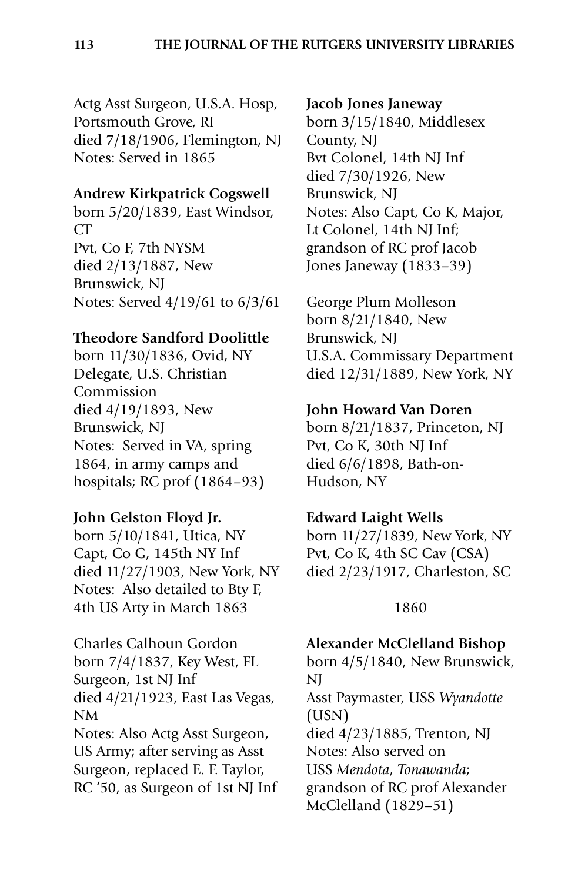Actg Asst Surgeon, U.S.A. Hosp, Portsmouth Grove, RI
died 7/18/1906, Flemington, NJ
Notes: Served in 1865

**Andrew Kirkpatrick Cogswell**
born 5/20/1839, East Windsor, CT
Pvt, Co F, 7th NYSM
died 2/13/1887, New Brunswick, NJ
Notes: Served 4/19/61 to 6/3/61

**Theodore Sandford Doolittle**
born 11/30/1836, Ovid, NY
Delegate, U.S. Christian Commission
died 4/19/1893, New Brunswick, NJ
Notes: Served in VA, spring 1864, in army camps and hospitals; RC prof (1864–93)

**John Gelston Floyd Jr.**
born 5/10/1841, Utica, NY
Capt, Co G, 145th NY Inf
died 11/27/1903, New York, NY
Notes: Also detailed to Bty F, 4th US Arty in March 1863

Charles Calhoun Gordon
born 7/4/1837, Key West, FL
Surgeon, 1st NJ Inf
died 4/21/1923, East Las Vegas, NM
Notes: Also Actg Asst Surgeon, US Army; after serving as Asst Surgeon, replaced E. F. Taylor, RC '50, as Surgeon of 1st NJ Inf

**Jacob Jones Janeway**
born 3/15/1840, Middlesex County, NJ
Bvt Colonel, 14th NJ Inf
died 7/30/1926, New Brunswick, NJ
Notes: Also Capt, Co K, Major, Lt Colonel, 14th NJ Inf; grandson of RC prof Jacob Jones Janeway (1833–39)

George Plum Molleson
born 8/21/1840, New Brunswick, NJ
U.S.A. Commissary Department
died 12/31/1889, New York, NY

**John Howard Van Doren**
born 8/21/1837, Princeton, NJ
Pvt, Co K, 30th NJ Inf
died 6/6/1898, Bath-on-Hudson, NY

**Edward Laight Wells**
born 11/27/1839, New York, NY
Pvt, Co K, 4th SC Cav (CSA)
died 2/23/1917, Charleston, SC

1860

**Alexander McClelland Bishop**
born 4/5/1840, New Brunswick, NJ
Asst Paymaster, USS *Wyandotte* (USN)
died 4/23/1885, Trenton, NJ
Notes: Also served on USS *Mendota*, *Tonawanda*; grandson of RC prof Alexander McClelland (1829–51)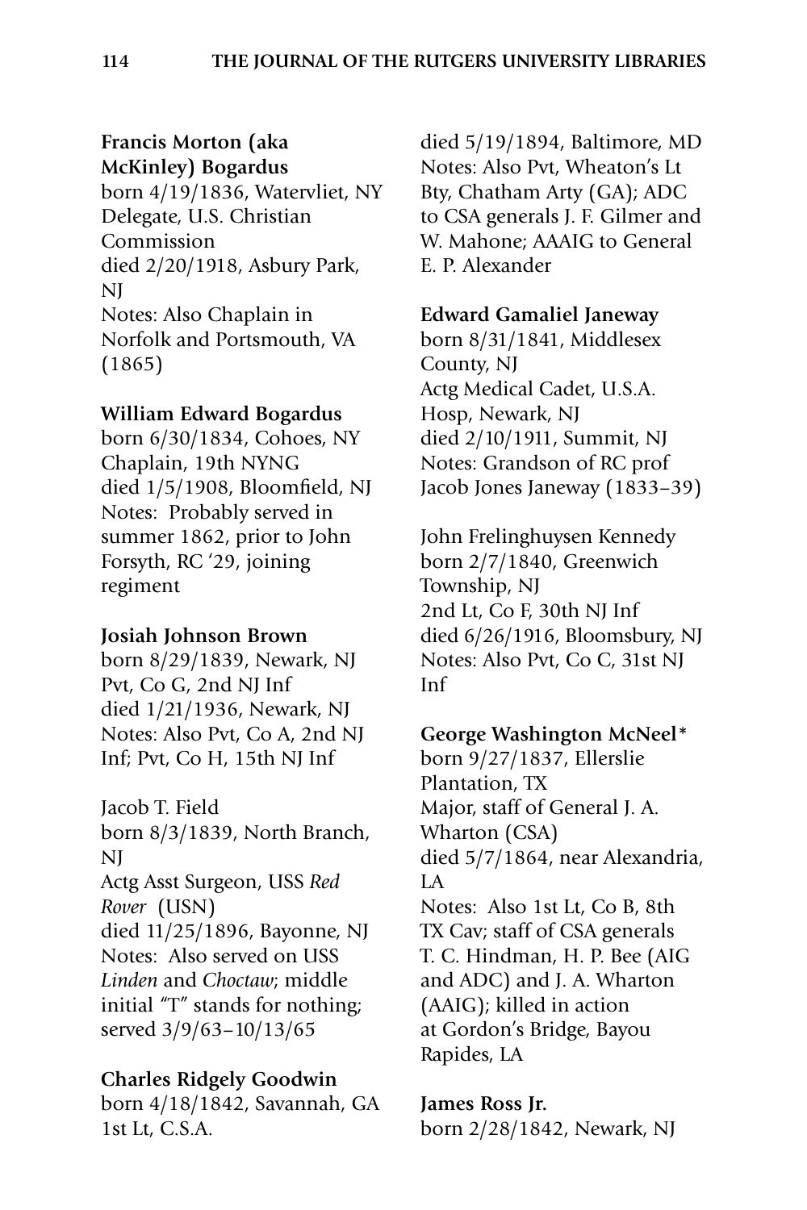**Francis Morton (aka McKinley) Bogardus**
born 4/19/1836, Watervliet, NY
Delegate, U.S. Christian Commission
died 2/20/1918, Asbury Park, NJ
Notes: Also Chaplain in Norfolk and Portsmouth, VA (1865)

**William Edward Bogardus**
born 6/30/1834, Cohoes, NY
Chaplain, 19th NYNG
died 1/5/1908, Bloomfield, NJ
Notes: Probably served in summer 1862, prior to John Forsyth, RC '29, joining regiment

**Josiah Johnson Brown**
born 8/29/1839, Newark, NJ
Pvt, Co G, 2nd NJ Inf
died 1/21/1936, Newark, NJ
Notes: Also Pvt, Co A, 2nd NJ Inf; Pvt, Co H, 15th NJ Inf

Jacob T. Field
born 8/3/1839, North Branch, NJ
Actg Asst Surgeon, USS *Red Rover* (USN)
died 11/25/1896, Bayonne, NJ
Notes: Also served on USS *Linden* and *Choctaw*; middle initial "T" stands for nothing; served 3/9/63–10/13/65

**Charles Ridgely Goodwin**
born 4/18/1842, Savannah, GA
1st Lt, C.S.A.
died 5/19/1894, Baltimore, MD
Notes: Also Pvt, Wheaton's Lt Bty, Chatham Arty (GA); ADC to CSA generals J. F. Gilmer and W. Mahone; AAAIG to General E. P. Alexander

**Edward Gamaliel Janeway**
born 8/31/1841, Middlesex County, NJ
Actg Medical Cadet, U.S.A. Hosp, Newark, NJ
died 2/10/1911, Summit, NJ
Notes: Grandson of RC prof Jacob Jones Janeway (1833–39)

John Frelinghuysen Kennedy
born 2/7/1840, Greenwich Township, NJ
2nd Lt, Co F, 30th NJ Inf
died 6/26/1916, Bloomsbury, NJ
Notes: Also Pvt, Co C, 31st NJ Inf

**George Washington McNeel***
born 9/27/1837, Ellerslie Plantation, TX
Major, staff of General J. A. Wharton (CSA)
died 5/7/1864, near Alexandria, LA
Notes: Also 1st Lt, Co B, 8th TX Cav; staff of CSA generals T. C. Hindman, H. P. Bee (AIG and ADC) and J. A. Wharton (AAIG); killed in action at Gordon's Bridge, Bayou Rapides, LA

**James Ross Jr.**
born 2/28/1842, Newark, NJ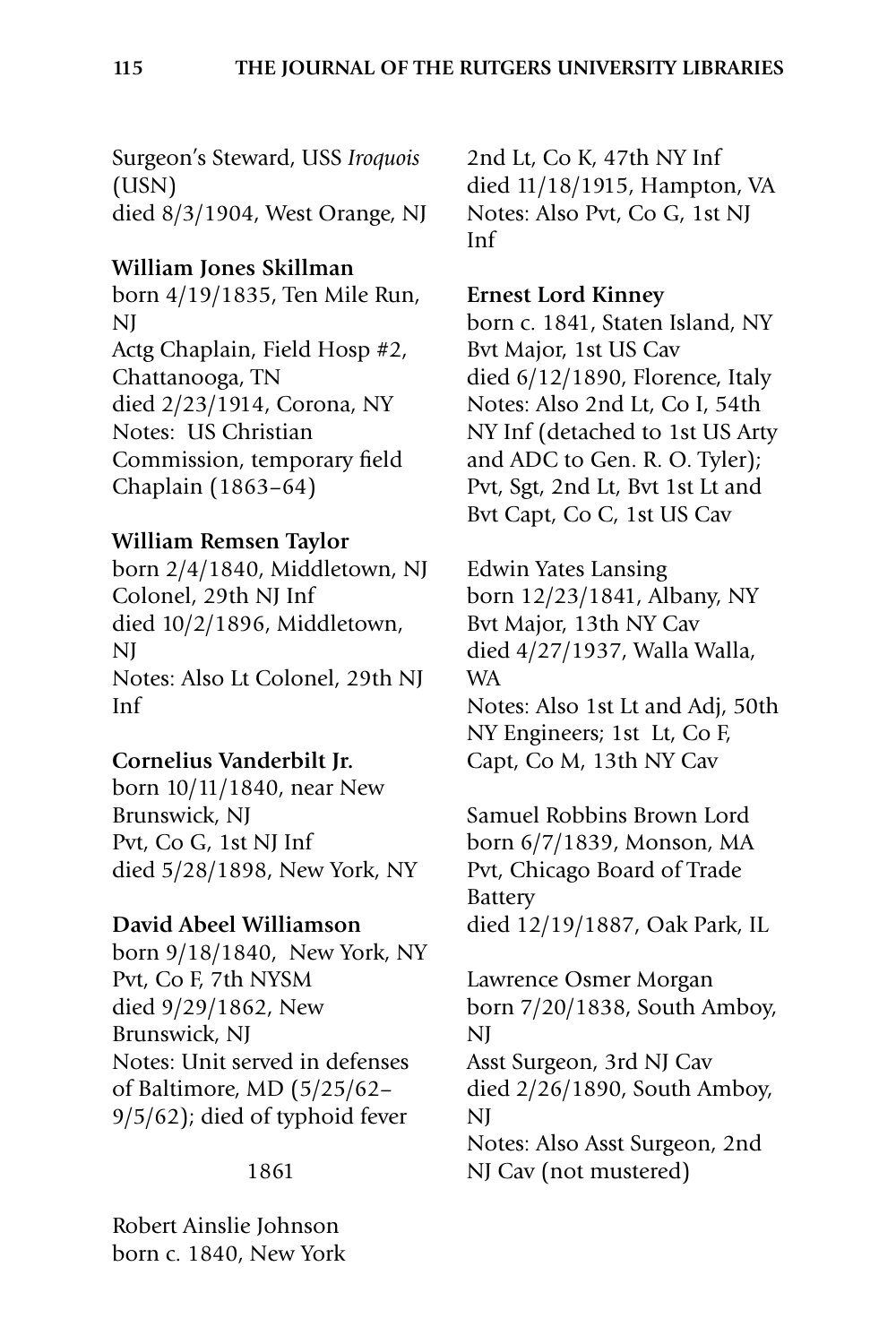Surgeon's Steward, USS *Iroquois* (USN)
died 8/3/1904, West Orange, NJ

**William Jones Skillman**
born 4/19/1835, Ten Mile Run, NJ
Actg Chaplain, Field Hosp #2, Chattanooga, TN
died 2/23/1914, Corona, NY
Notes: US Christian Commission, temporary field Chaplain (1863–64)

**William Remsen Taylor**
born 2/4/1840, Middletown, NJ
Colonel, 29th NJ Inf
died 10/2/1896, Middletown, NJ
Notes: Also Lt Colonel, 29th NJ Inf

**Cornelius Vanderbilt Jr.**
born 10/11/1840, near New Brunswick, NJ
Pvt, Co G, 1st NJ Inf
died 5/28/1898, New York, NY

**David Abeel Williamson**
born 9/18/1840, New York, NY
Pvt, Co F, 7th NYSM
died 9/29/1862, New Brunswick, NJ
Notes: Unit served in defenses of Baltimore, MD (5/25/62–9/5/62); died of typhoid fever

1861

Robert Ainslie Johnson
born c. 1840, New York
2nd Lt, Co K, 47th NY Inf
died 11/18/1915, Hampton, VA
Notes: Also Pvt, Co G, 1st NJ Inf

**Ernest Lord Kinney**
born c. 1841, Staten Island, NY
Bvt Major, 1st US Cav
died 6/12/1890, Florence, Italy
Notes: Also 2nd Lt, Co I, 54th NY Inf (detached to 1st US Arty and ADC to Gen. R. O. Tyler); Pvt, Sgt, 2nd Lt, Bvt 1st Lt and Bvt Capt, Co C, 1st US Cav

Edwin Yates Lansing
born 12/23/1841, Albany, NY
Bvt Major, 13th NY Cav
died 4/27/1937, Walla Walla, WA
Notes: Also 1st Lt and Adj, 50th NY Engineers; 1st Lt, Co F, Capt, Co M, 13th NY Cav

Samuel Robbins Brown Lord
born 6/7/1839, Monson, MA
Pvt, Chicago Board of Trade Battery
died 12/19/1887, Oak Park, IL

Lawrence Osmer Morgan
born 7/20/1838, South Amboy, NJ
Asst Surgeon, 3rd NJ Cav
died 2/26/1890, South Amboy, NJ
Notes: Also Asst Surgeon, 2nd NJ Cav (not mustered)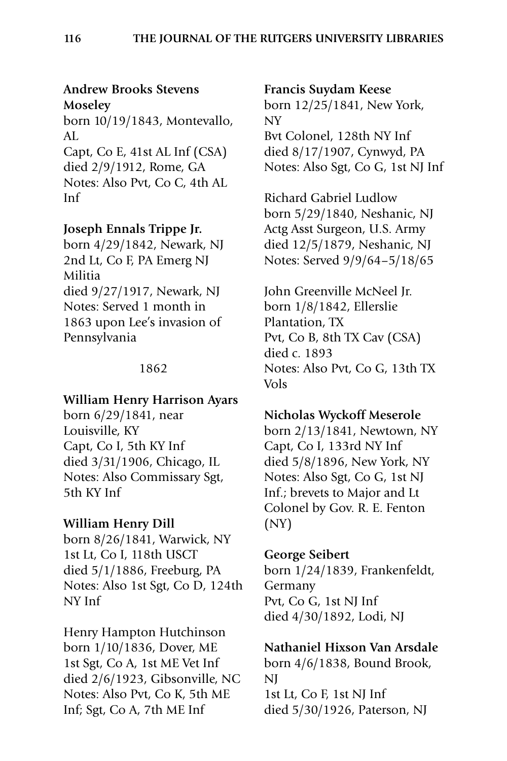**Andrew Brooks Stevens Moseley**
born 10/19/1843, Montevallo, AL
Capt, Co E, 41st AL Inf (CSA)
died 2/9/1912, Rome, GA
Notes: Also Pvt, Co C, 4th AL Inf

**Joseph Ennals Trippe Jr.**
born 4/29/1842, Newark, NJ
2nd Lt, Co F, PA Emerg NJ Militia
died 9/27/1917, Newark, NJ
Notes: Served 1 month in 1863 upon Lee's invasion of Pennsylvania

1862

**William Henry Harrison Ayars**
born 6/29/1841, near Louisville, KY
Capt, Co I, 5th KY Inf
died 3/31/1906, Chicago, IL
Notes: Also Commissary Sgt, 5th KY Inf

**William Henry Dill**
born 8/26/1841, Warwick, NY
1st Lt, Co I, 118th USCT
died 5/1/1886, Freeburg, PA
Notes: Also 1st Sgt, Co D, 124th NY Inf

Henry Hampton Hutchinson
born 1/10/1836, Dover, ME
1st Sgt, Co A, 1st ME Vet Inf
died 2/6/1923, Gibsonville, NC
Notes: Also Pvt, Co K, 5th ME Inf; Sgt, Co A, 7th ME Inf

**Francis Suydam Keese**
born 12/25/1841, New York, NY
Bvt Colonel, 128th NY Inf
died 8/17/1907, Cynwyd, PA
Notes: Also Sgt, Co G, 1st NJ Inf

Richard Gabriel Ludlow
born 5/29/1840, Neshanic, NJ
Actg Asst Surgeon, U.S. Army
died 12/5/1879, Neshanic, NJ
Notes: Served 9/9/64–5/18/65

John Greenville McNeel Jr.
born 1/8/1842, Ellerslie Plantation, TX
Pvt, Co B, 8th TX Cav (CSA)
died c. 1893
Notes: Also Pvt, Co G, 13th TX Vols

**Nicholas Wyckoff Meserole**
born 2/13/1841, Newtown, NY
Capt, Co I, 133rd NY Inf
died 5/8/1896, New York, NY
Notes: Also Sgt, Co G, 1st NJ Inf.; brevets to Major and Lt Colonel by Gov. R. E. Fenton (NY)

**George Seibert**
born 1/24/1839, Frankenfeldt, Germany
Pvt, Co G, 1st NJ Inf
died 4/30/1892, Lodi, NJ

**Nathaniel Hixson Van Arsdale**
born 4/6/1838, Bound Brook, NJ
1st Lt, Co F, 1st NJ Inf
died 5/30/1926, Paterson, NJ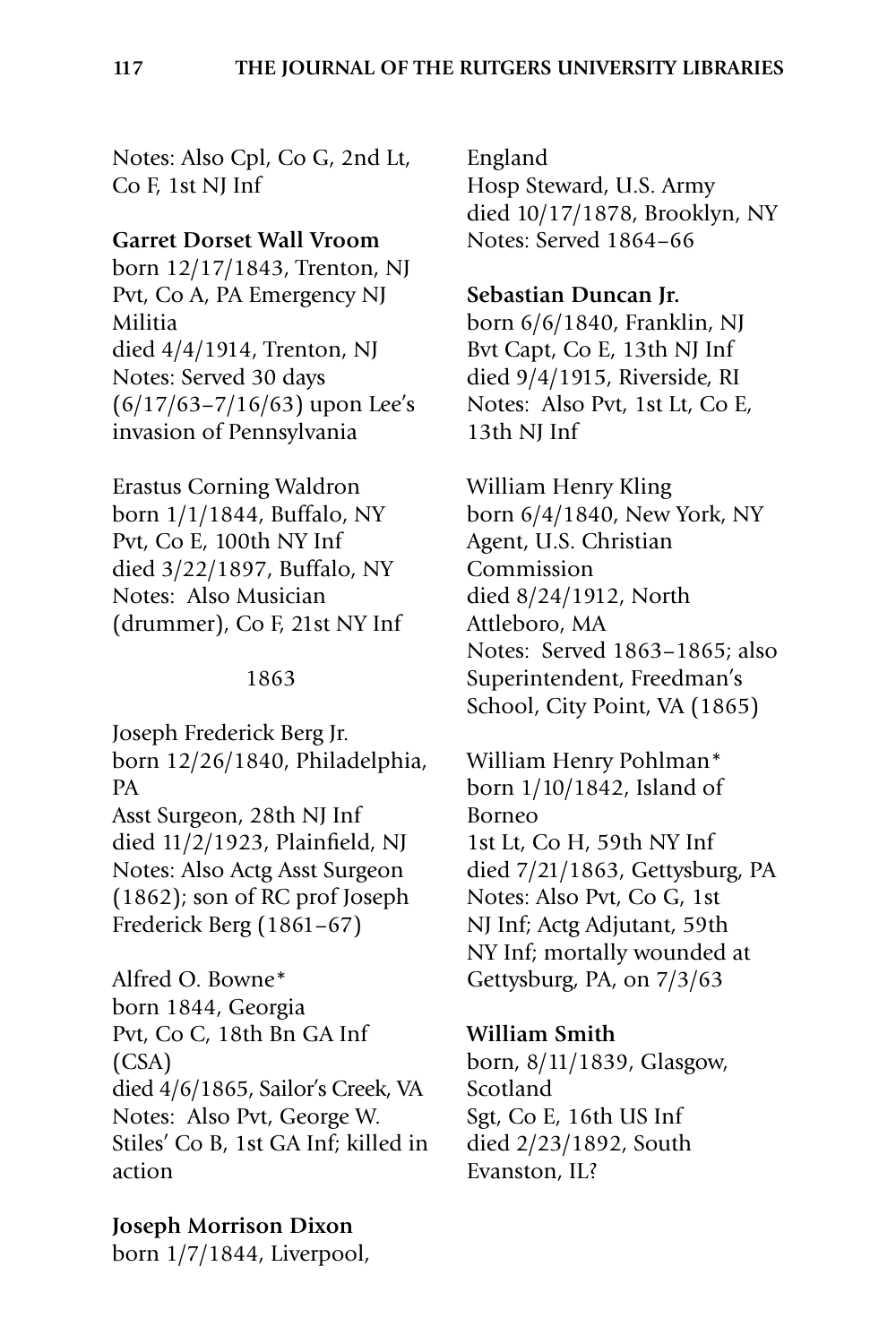Notes: Also Cpl, Co G, 2nd Lt, Co F, 1st NJ Inf

**Garret Dorset Wall Vroom**
born 12/17/1843, Trenton, NJ
Pvt, Co A, PA Emergency NJ Militia
died 4/4/1914, Trenton, NJ
Notes: Served 30 days (6/17/63–7/16/63) upon Lee's invasion of Pennsylvania

Erastus Corning Waldron
born 1/1/1844, Buffalo, NY
Pvt, Co E, 100th NY Inf
died 3/22/1897, Buffalo, NY
Notes: Also Musician (drummer), Co F, 21st NY Inf

1863

Joseph Frederick Berg Jr.
born 12/26/1840, Philadelphia, PA
Asst Surgeon, 28th NJ Inf
died 11/2/1923, Plainfield, NJ
Notes: Also Actg Asst Surgeon (1862); son of RC prof Joseph Frederick Berg (1861–67)

Alfred O. Bowne*
born 1844, Georgia
Pvt, Co C, 18th Bn GA Inf (CSA)
died 4/6/1865, Sailor's Creek, VA
Notes: Also Pvt, George W. Stiles' Co B, 1st GA Inf; killed in action

**Joseph Morrison Dixon**
born 1/7/1844, Liverpool, England
Hosp Steward, U.S. Army
died 10/17/1878, Brooklyn, NY
Notes: Served 1864–66

**Sebastian Duncan Jr.**
born 6/6/1840, Franklin, NJ
Bvt Capt, Co E, 13th NJ Inf
died 9/4/1915, Riverside, RI
Notes: Also Pvt, 1st Lt, Co E, 13th NJ Inf

William Henry Kling
born 6/4/1840, New York, NY
Agent, U.S. Christian Commission
died 8/24/1912, North Attleboro, MA
Notes: Served 1863–1865; also Superintendent, Freedman's School, City Point, VA (1865)

William Henry Pohlman*
born 1/10/1842, Island of Borneo
1st Lt, Co H, 59th NY Inf
died 7/21/1863, Gettysburg, PA
Notes: Also Pvt, Co G, 1st NJ Inf; Actg Adjutant, 59th NY Inf; mortally wounded at Gettysburg, PA, on 7/3/63

**William Smith**
born, 8/11/1839, Glasgow, Scotland
Sgt, Co E, 16th US Inf
died 2/23/1892, South Evanston, IL?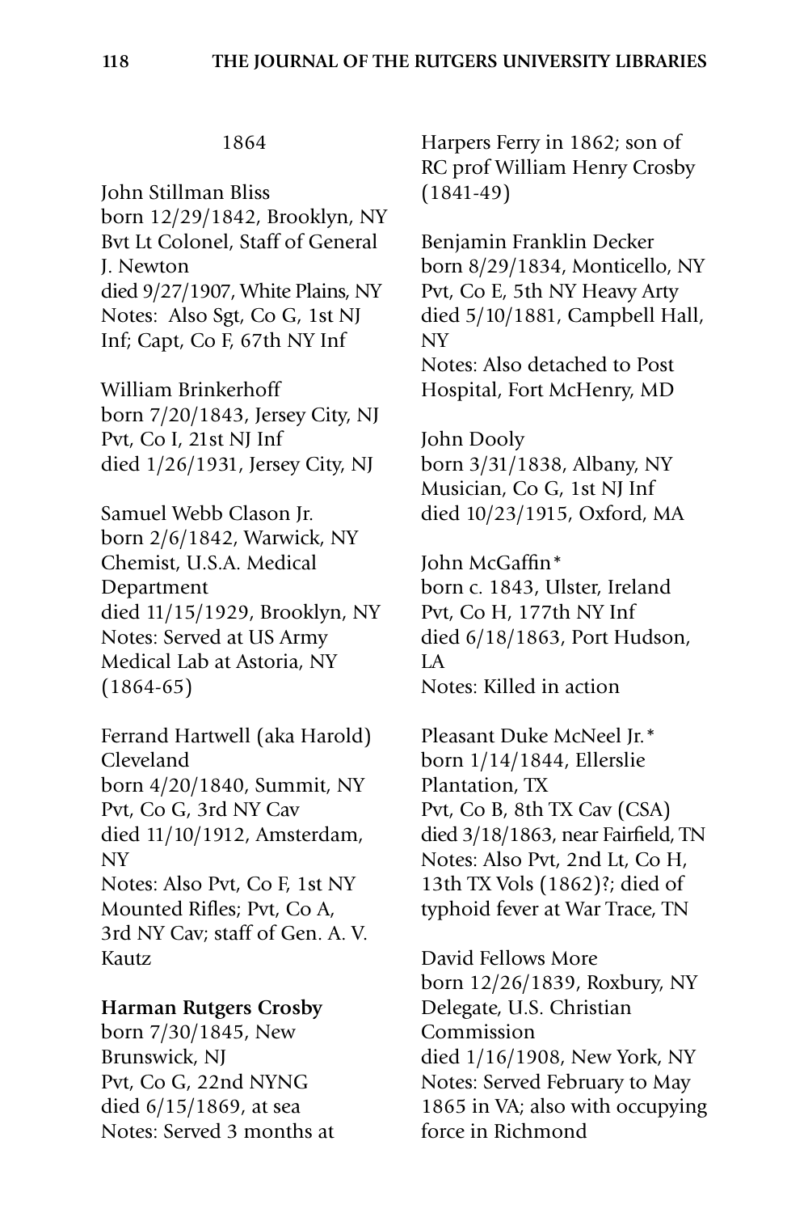1864

John Stillman Bliss
born 12/29/1842, Brooklyn, NY
Bvt Lt Colonel, Staff of General J. Newton
died 9/27/1907, White Plains, NY
Notes: Also Sgt, Co G, 1st NJ Inf; Capt, Co F, 67th NY Inf

William Brinkerhoff
born 7/20/1843, Jersey City, NJ
Pvt, Co I, 21st NJ Inf
died 1/26/1931, Jersey City, NJ

Samuel Webb Clason Jr.
born 2/6/1842, Warwick, NY
Chemist, U.S.A. Medical Department
died 11/15/1929, Brooklyn, NY
Notes: Served at US Army Medical Lab at Astoria, NY (1864-65)

Ferrand Hartwell (aka Harold) Cleveland
born 4/20/1840, Summit, NY
Pvt, Co G, 3rd NY Cav
died 11/10/1912, Amsterdam, NY
Notes: Also Pvt, Co F, 1st NY Mounted Rifles; Pvt, Co A, 3rd NY Cav; staff of Gen. A. V. Kautz

**Harman Rutgers Crosby**
born 7/30/1845, New Brunswick, NJ
Pvt, Co G, 22nd NYNG
died 6/15/1869, at sea
Notes: Served 3 months at Harpers Ferry in 1862; son of RC prof William Henry Crosby (1841-49)

Benjamin Franklin Decker
born 8/29/1834, Monticello, NY
Pvt, Co E, 5th NY Heavy Arty
died 5/10/1881, Campbell Hall, NY
Notes: Also detached to Post Hospital, Fort McHenry, MD

John Dooly
born 3/31/1838, Albany, NY
Musician, Co G, 1st NJ Inf
died 10/23/1915, Oxford, MA

John McGaffin*
born c. 1843, Ulster, Ireland
Pvt, Co H, 177th NY Inf
died 6/18/1863, Port Hudson, LA
Notes: Killed in action

Pleasant Duke McNeel Jr.*
born 1/14/1844, Ellerslie Plantation, TX
Pvt, Co B, 8th TX Cav (CSA)
died 3/18/1863, near Fairfield, TN
Notes: Also Pvt, 2nd Lt, Co H, 13th TX Vols (1862)?; died of typhoid fever at War Trace, TN

David Fellows More
born 12/26/1839, Roxbury, NY
Delegate, U.S. Christian Commission
died 1/16/1908, New York, NY
Notes: Served February to May 1865 in VA; also with occupying force in Richmond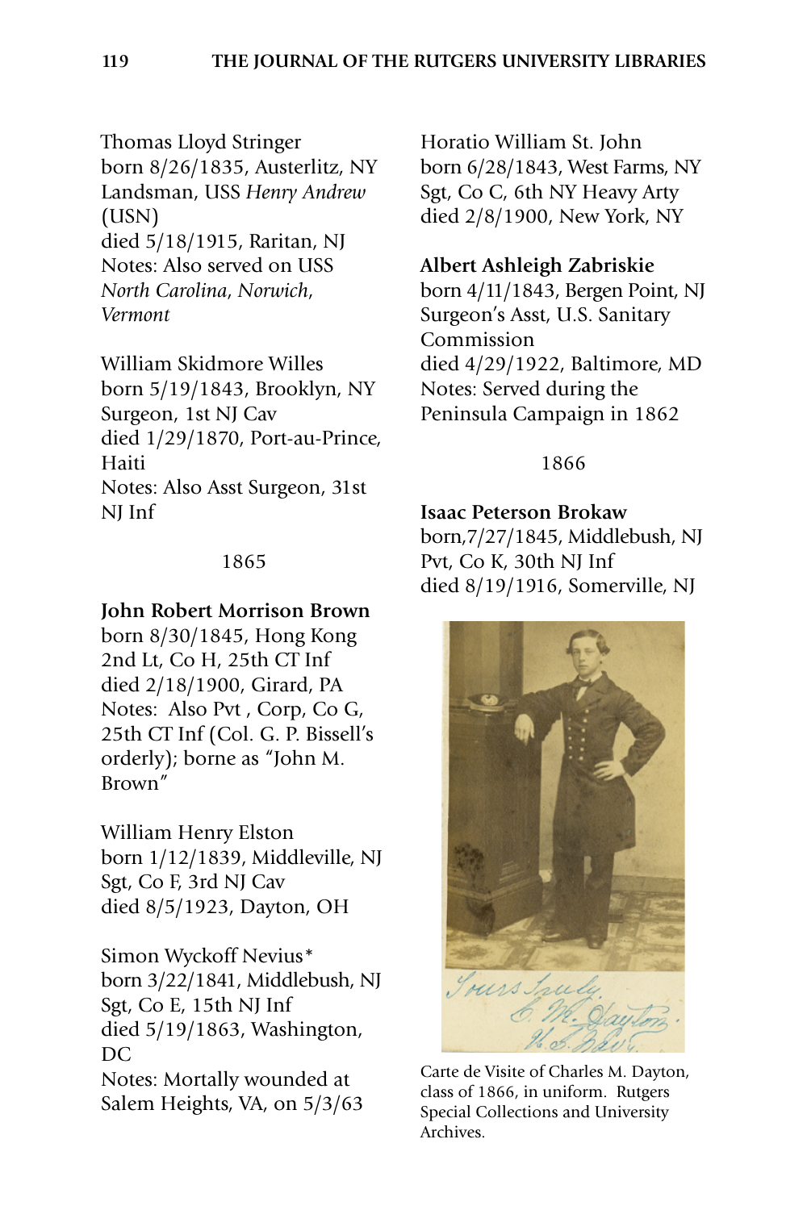Thomas Lloyd Stringer
born 8/26/1835, Austerlitz, NY
Landsman, USS *Henry Andrew* (USN)
died 5/18/1915, Raritan, NJ
Notes: Also served on USS *North Carolina*, *Norwich*, *Vermont*

William Skidmore Willes
born 5/19/1843, Brooklyn, NY
Surgeon, 1st NJ Cav
died 1/29/1870, Port-au-Prince, Haiti
Notes: Also Asst Surgeon, 31st NJ Inf

1865

**John Robert Morrison Brown**
born 8/30/1845, Hong Kong
2nd Lt, Co H, 25th CT Inf
died 2/18/1900, Girard, PA
Notes: Also Pvt , Corp, Co G, 25th CT Inf (Col. G. P. Bissell's orderly); borne as "John M. Brown"

William Henry Elston
born 1/12/1839, Middleville, NJ
Sgt, Co F, 3rd NJ Cav
died 8/5/1923, Dayton, OH

Simon Wyckoff Nevius*
born 3/22/1841, Middlebush, NJ
Sgt, Co E, 15th NJ Inf
died 5/19/1863, Washington, DC
Notes: Mortally wounded at Salem Heights, VA, on 5/3/63

Horatio William St. John
born 6/28/1843, West Farms, NY
Sgt, Co C, 6th NY Heavy Arty
died 2/8/1900, New York, NY

**Albert Ashleigh Zabriskie**
born 4/11/1843, Bergen Point, NJ
Surgeon's Asst, U.S. Sanitary Commission
died 4/29/1922, Baltimore, MD
Notes: Served during the Peninsula Campaign in 1862

1866

**Isaac Peterson Brokaw**
born,7/27/1845, Middlebush, NJ
Pvt, Co K, 30th NJ Inf
died 8/19/1916, Somerville, NJ

Carte de Visite of Charles M. Dayton, class of 1866, in uniform. Rutgers Special Collections and University Archives.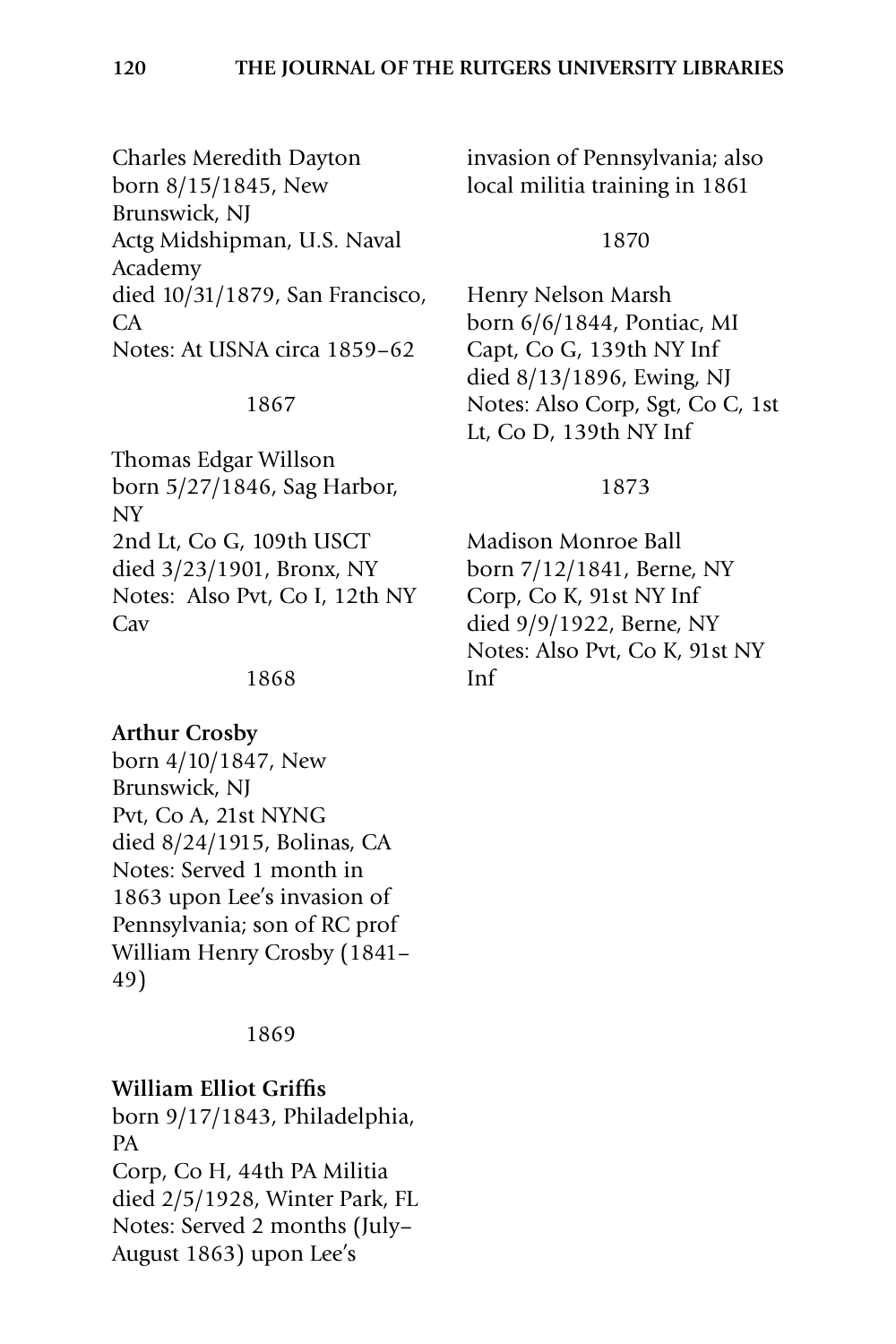Charles Meredith Dayton
born 8/15/1845, New Brunswick, NJ
Actg Midshipman, U.S. Naval Academy
died 10/31/1879, San Francisco, CA
Notes: At USNA circa 1859–62

1867

Thomas Edgar Willson
born 5/27/1846, Sag Harbor, NY
2nd Lt, Co G, 109th USCT
died 3/23/1901, Bronx, NY
Notes: Also Pvt, Co I, 12th NY Cav

1868

**Arthur Crosby**
born 4/10/1847, New Brunswick, NJ
Pvt, Co A, 21st NYNG
died 8/24/1915, Bolinas, CA
Notes: Served 1 month in 1863 upon Lee's invasion of Pennsylvania; son of RC prof William Henry Crosby (1841–49)

1869

**William Elliot Griffis**
born 9/17/1843, Philadelphia, PA
Corp, Co H, 44th PA Militia
died 2/5/1928, Winter Park, FL
Notes: Served 2 months (July–August 1863) upon Lee's invasion of Pennsylvania; also local militia training in 1861

1870

Henry Nelson Marsh
born 6/6/1844, Pontiac, MI
Capt, Co G, 139th NY Inf
died 8/13/1896, Ewing, NJ
Notes: Also Corp, Sgt, Co C, 1st Lt, Co D, 139th NY Inf

1873

Madison Monroe Ball
born 7/12/1841, Berne, NY
Corp, Co K, 91st NY Inf
died 9/9/1922, Berne, NY
Notes: Also Pvt, Co K, 91st NY Inf